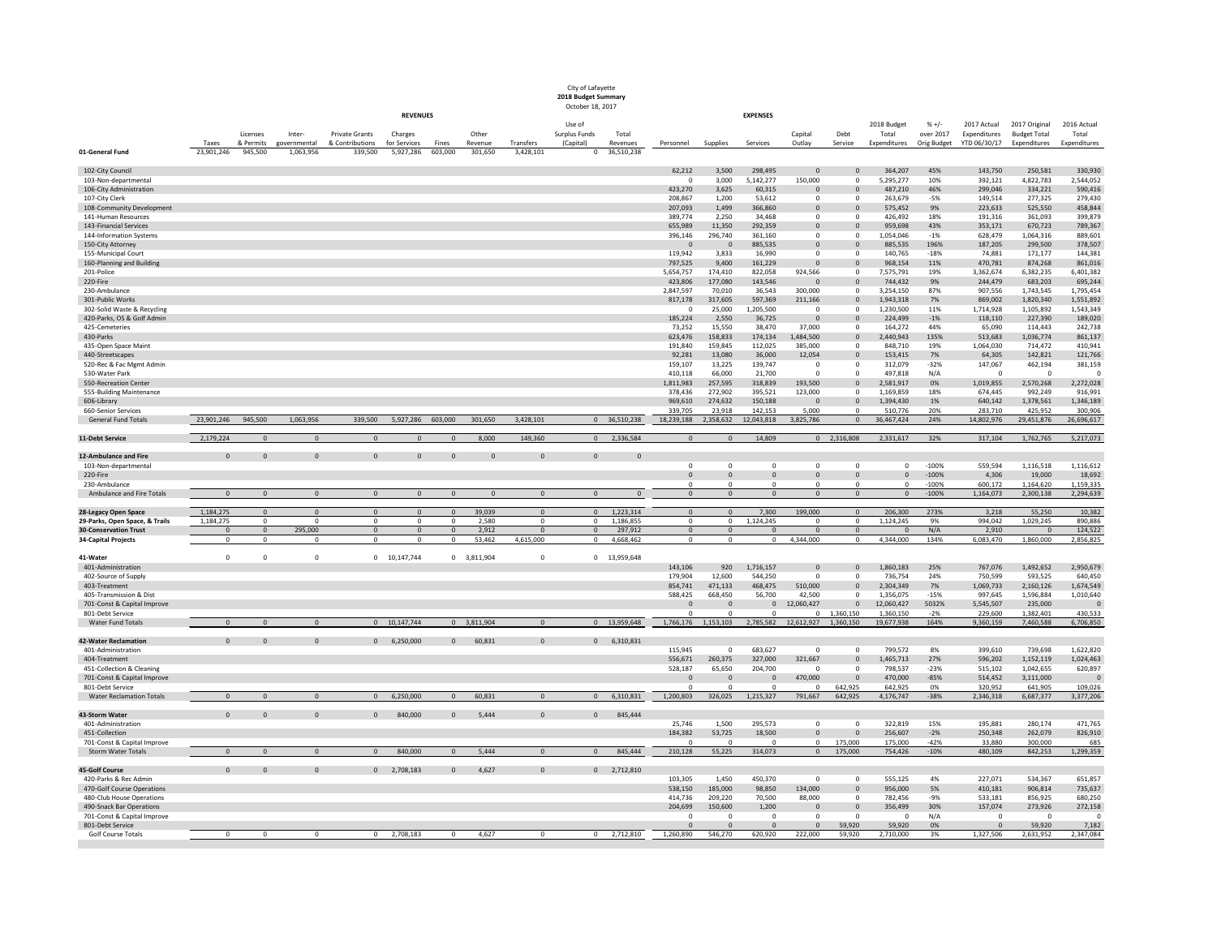City of Lafayette
**2018 Budget Summary**
October 18, 2017

| | REVENUES | | | | | | | | | | EXPENSES | | | | | | | | | | |
|---|---|---|---|---|---|---|---|---|---|---|---|---|---|---|---|---|---|---|---|---|---|
| | Taxes | Licenses & Permits | Inter-governmental | Private Grants & Contributions | Charges for Services | Fines | Other Revenue | Transfers | Use of Surplus Funds (Capital) | Total Revenues | Personnel | Supplies | Services | Capital Outlay | Debt Service | 2018 Budget Total Expenditures | % +/- over 2017 Orig Budget | 2017 Actual Expenditures YTD 06/30/17 | 2017 Original Budget Total Expenditures | 2016 Actual Total Expenditures |
| **01-General Fund** | 23,901,246 | 945,500 | 1,063,956 | 339,500 | 5,927,286 | 603,000 | 301,650 | 3,428,101 | 0 | 36,510,238 | | | | | | | | | | |
| 102-City Council | | | | | | | | | | | 62,212 | 3,500 | 298,495 | 0 | 0 | 364,207 | 45% | 143,750 | 250,581 | 330,930 |
| 103-Non-departmental | | | | | | | | | | | 0 | 3,000 | 5,142,277 | 150,000 | 0 | 5,295,277 | 10% | 392,121 | 4,822,783 | 2,544,052 |
| 106-City Administration | | | | | | | | | | | 423,270 | 3,625 | 60,315 | 0 | 0 | 487,210 | 46% | 299,046 | 334,221 | 590,416 |
| 107-City Clerk | | | | | | | | | | | 208,867 | 1,200 | 53,612 | 0 | 0 | 263,679 | -5% | 149,514 | 277,325 | 279,430 |
| 108-Community Development | | | | | | | | | | | 207,093 | 1,499 | 366,860 | 0 | 0 | 575,452 | 9% | 223,633 | 525,550 | 458,844 |
| 141-Human Resources | | | | | | | | | | | 389,774 | 2,250 | 34,468 | 0 | 0 | 426,492 | 18% | 191,316 | 361,093 | 399,879 |
| 143-Financial Services | | | | | | | | | | | 655,989 | 11,350 | 292,359 | 0 | 0 | 959,698 | 43% | 353,171 | 670,723 | 789,367 |
| 144-Information Systems | | | | | | | | | | | 396,146 | 296,740 | 361,160 | 0 | 0 | 1,054,046 | -1% | 628,479 | 1,064,316 | 889,601 |
| 150-City Attorney | | | | | | | | | | | 0 | 0 | 885,535 | 0 | 0 | 885,535 | 196% | 187,205 | 299,500 | 378,507 |
| 155-Municipal Court | | | | | | | | | | | 119,942 | 3,833 | 16,990 | 0 | 0 | 140,765 | -18% | 74,881 | 171,177 | 144,381 |
| 160-Planning and Building | | | | | | | | | | | 797,525 | 9,400 | 161,229 | 0 | 0 | 968,154 | 11% | 470,781 | 874,268 | 861,016 |
| 201-Police | | | | | | | | | | | 5,654,757 | 174,410 | 822,058 | 924,566 | 0 | 7,575,791 | 19% | 3,362,674 | 6,382,235 | 6,401,382 |
| 220-Fire | | | | | | | | | | | 423,806 | 177,080 | 143,546 | 0 | 0 | 744,432 | 9% | 244,479 | 683,203 | 695,244 |
| 230-Ambulance | | | | | | | | | | | 2,847,597 | 70,010 | 36,543 | 300,000 | 0 | 3,254,150 | 87% | 907,556 | 1,743,545 | 1,795,454 |
| 301-Public Works | | | | | | | | | | | 817,178 | 317,605 | 597,369 | 211,166 | 0 | 1,943,318 | 7% | 869,002 | 1,820,340 | 1,551,892 |
| 302-Solid Waste & Recycling | | | | | | | | | | | 0 | 25,000 | 1,205,500 | 0 | 0 | 1,230,500 | 11% | 1,714,928 | 1,105,892 | 1,543,349 |
| 420-Parks, OS & Golf Admin | | | | | | | | | | | 185,224 | 2,550 | 36,725 | 0 | 0 | 224,499 | -1% | 118,110 | 227,390 | 189,020 |
| 425-Cemeteries | | | | | | | | | | | 73,252 | 15,550 | 38,470 | 37,000 | 0 | 164,272 | 44% | 65,090 | 114,443 | 242,738 |
| 430-Parks | | | | | | | | | | | 623,476 | 158,833 | 174,134 | 1,484,500 | 0 | 2,440,943 | 135% | 513,683 | 1,036,774 | 861,137 |
| 435-Open Space Maint | | | | | | | | | | | 191,840 | 159,845 | 112,025 | 385,000 | 0 | 848,710 | 19% | 1,064,030 | 714,472 | 410,941 |
| 440-Streetscapes | | | | | | | | | | | 92,281 | 13,080 | 36,000 | 12,054 | 0 | 153,415 | 7% | 64,305 | 142,821 | 121,766 |
| 520-Rec & Fac Mgmt Admin | | | | | | | | | | | 159,107 | 13,225 | 139,747 | 0 | 0 | 312,079 | -32% | 147,067 | 462,194 | 381,159 |
| 530-Water Park | | | | | | | | | | | 410,118 | 66,000 | 21,700 | 0 | 0 | 497,818 | N/A | 0 | 0 | 0 |
| 550-Recreation Center | | | | | | | | | | | 1,811,983 | 257,595 | 318,839 | 193,500 | 0 | 2,581,917 | 0% | 1,019,855 | 2,570,268 | 2,272,028 |
| 555-Building Maintenance | | | | | | | | | | | 378,436 | 272,902 | 395,521 | 123,000 | 0 | 1,169,859 | 18% | 674,445 | 992,249 | 916,991 |
| 606-Library | | | | | | | | | | | 969,610 | 274,632 | 150,188 | 0 | 0 | 1,394,430 | 1% | 640,142 | 1,378,561 | 1,346,189 |
| 660-Senior Services | | | | | | | | | | | 339,705 | 23,918 | 142,153 | 5,000 | 0 | 510,776 | 20% | 283,710 | 425,952 | 300,906 |
| General Fund Totals | 23,901,246 | 945,500 | 1,063,956 | 339,500 | 5,927,286 | 603,000 | 301,650 | 3,428,101 | 0 | 36,510,238 | 18,239,188 | 2,358,632 | 12,043,818 | 3,825,786 | 0 | 36,467,424 | 24% | 14,802,976 | 29,451,876 | 26,696,617 |
| **11-Debt Service** | 2,179,224 | 0 | 0 | 0 | 0 | 0 | 8,000 | 149,360 | 0 | 2,336,584 | 0 | 0 | 14,809 | 0 | 2,316,808 | 2,331,617 | 32% | 317,104 | 1,762,765 | 5,217,073 |
| **12-Ambulance and Fire** | 0 | 0 | 0 | 0 | 0 | 0 | 0 | 0 | 0 | 0 | | | | | | | | | | |
| 103-Non-departmental | | | | | | | | | | | 0 | 0 | 0 | 0 | 0 | 0 | -100% | 559,594 | 1,116,518 | 1,116,612 |
| 220-Fire | | | | | | | | | | | 0 | 0 | 0 | 0 | 0 | 0 | -100% | 4,306 | 19,000 | 18,692 |
| 230-Ambulance | | | | | | | | | | | 0 | 0 | 0 | 0 | 0 | 0 | -100% | 600,172 | 1,164,620 | 1,159,335 |
| Ambulance and Fire Totals | 0 | 0 | 0 | 0 | 0 | 0 | 0 | 0 | 0 | 0 | 0 | 0 | 0 | 0 | 0 | 0 | -100% | 1,164,073 | 2,300,138 | 2,294,639 |
| **28-Legacy Open Space** | 1,184,275 | 0 | 0 | 0 | 0 | 0 | 39,039 | 0 | 0 | 1,223,314 | 0 | 0 | 7,300 | 199,000 | 0 | 206,300 | 273% | 3,218 | 55,250 | 10,382 |
| **29-Parks, Open Space, & Trails** | 1,184,275 | 0 | 0 | 0 | 0 | 0 | 2,580 | 0 | 0 | 1,186,855 | 0 | 0 | 1,124,245 | 0 | 0 | 1,124,245 | 9% | 994,042 | 1,029,245 | 890,886 |
| **30-Conservation Trust** | 0 | 0 | 295,000 | 0 | 0 | 0 | 2,912 | 0 | 0 | 297,912 | 0 | 0 | 0 | 0 | 0 | 0 | N/A | 2,910 | 0 | 124,522 |
| **34-Capital Projects** | 0 | 0 | 0 | 0 | 0 | 0 | 53,462 | 4,615,000 | 0 | 4,668,462 | 0 | 0 | 0 | 4,344,000 | 0 | 4,344,000 | 134% | 6,083,470 | 1,860,000 | 2,856,825 |
| **41-Water** | 0 | 0 | 0 | 0 | 10,147,744 | 0 | 3,811,904 | 0 | 0 | 13,959,648 | | | | | | | | | | |
| 401-Administration | | | | | | | | | | | 143,106 | 920 | 1,716,157 | 0 | 0 | 1,860,183 | 25% | 767,076 | 1,492,652 | 2,950,679 |
| 402-Source of Supply | | | | | | | | | | | 179,904 | 12,600 | 544,250 | 0 | 0 | 736,754 | 24% | 750,599 | 593,525 | 640,450 |
| 403-Treatment | | | | | | | | | | | 854,741 | 471,133 | 468,475 | 510,000 | 0 | 2,304,349 | 7% | 1,069,733 | 2,160,126 | 1,674,549 |
| 405-Transmission & Dist | | | | | | | | | | | 588,425 | 668,450 | 56,700 | 42,500 | 0 | 1,356,075 | -15% | 997,645 | 1,596,884 | 1,010,640 |
| 701-Const & Capital Improve | | | | | | | | | | | 0 | 0 | 0 | 12,060,427 | 0 | 12,060,427 | 5032% | 5,545,507 | 235,000 | 0 |
| 801-Debt Service | | | | | | | | | | | 0 | 0 | 0 | 0 | 1,360,150 | 1,360,150 | -2% | 229,600 | 1,382,401 | 430,533 |
| Water Fund Totals | 0 | 0 | 0 | 0 | 10,147,744 | 0 | 3,811,904 | 0 | 0 | 13,959,648 | 1,766,176 | 1,153,103 | 2,785,582 | 12,612,927 | 1,360,150 | 19,677,938 | 164% | 9,360,159 | 7,460,588 | 6,706,850 |
| **42-Water Reclamation** | 0 | 0 | 0 | 0 | 6,250,000 | 0 | 60,831 | 0 | 0 | 6,310,831 | | | | | | | | | | |
| 401-Administration | | | | | | | | | | | 115,945 | 0 | 683,627 | 0 | 0 | 799,572 | 8% | 399,610 | 739,698 | 1,622,820 |
| 404-Treatment | | | | | | | | | | | 556,671 | 260,375 | 327,000 | 321,667 | 0 | 1,465,713 | 27% | 596,202 | 1,152,119 | 1,024,463 |
| 451-Collection & Cleaning | | | | | | | | | | | 528,187 | 65,650 | 204,700 | 0 | 0 | 798,537 | -23% | 515,102 | 1,042,655 | 620,897 |
| 701-Const & Capital Improve | | | | | | | | | | | 0 | 0 | 0 | 470,000 | 0 | 470,000 | -85% | 514,452 | 3,111,000 | 0 |
| 801-Debt Service | | | | | | | | | | | 0 | 0 | 0 | 0 | 642,925 | 642,925 | 0% | 320,952 | 641,905 | 109,026 |
| Water Reclamation Totals | 0 | 0 | 0 | 0 | 6,250,000 | 0 | 60,831 | 0 | 0 | 6,310,831 | 1,200,803 | 326,025 | 1,215,327 | 791,667 | 642,925 | 4,176,747 | -38% | 2,346,318 | 6,687,377 | 3,377,206 |
| **43-Storm Water** | 0 | 0 | 0 | 0 | 840,000 | 0 | 5,444 | 0 | 0 | 845,444 | | | | | | | | | | |
| 401-Administration | | | | | | | | | | | 25,746 | 1,500 | 295,573 | 0 | 0 | 322,819 | 15% | 195,881 | 280,174 | 471,765 |
| 451-Collection | | | | | | | | | | | 184,382 | 53,725 | 18,500 | 0 | 0 | 256,607 | -2% | 250,348 | 262,079 | 826,910 |
| 701-Const & Capital Improve | | | | | | | | | | | 0 | 0 | 0 | 0 | 175,000 | 175,000 | -42% | 33,880 | 300,000 | 685 |
| Storm Water Totals | 0 | 0 | 0 | 0 | 840,000 | 0 | 5,444 | 0 | 0 | 845,444 | 210,128 | 55,225 | 314,073 | 0 | 175,000 | 754,426 | -10% | 480,109 | 842,253 | 1,299,359 |
| **45-Golf Course** | 0 | 0 | 0 | 0 | 2,708,183 | 0 | 4,627 | 0 | 0 | 2,712,810 | | | | | | | | | | |
| 420-Parks & Rec Admin | | | | | | | | | | | 103,305 | 1,450 | 450,370 | 0 | 0 | 555,125 | 4% | 227,071 | 534,367 | 651,857 |
| 470-Golf Course Operations | | | | | | | | | | | 538,150 | 185,000 | 98,850 | 134,000 | 0 | 956,000 | 5% | 410,181 | 906,814 | 735,637 |
| 480-Club House Operations | | | | | | | | | | | 414,736 | 209,220 | 70,500 | 88,000 | 0 | 782,456 | -9% | 533,181 | 856,925 | 680,250 |
| 490-Snack Bar Operations | | | | | | | | | | | 204,699 | 150,600 | 1,200 | 0 | 0 | 356,499 | 30% | 157,074 | 273,926 | 272,158 |
| 701-Const & Capital Improve | | | | | | | | | | | 0 | 0 | 0 | 0 | 0 | 0 | N/A | 0 | 0 | 0 |
| 801-Debt Service | | | | | | | | | | | 0 | 0 | 0 | 0 | 59,920 | 59,920 | 0% | 0 | 59,920 | 7,182 |
| Golf Course Totals | 0 | 0 | 0 | 0 | 2,708,183 | 0 | 4,627 | 0 | 0 | 2,712,810 | 1,260,890 | 546,270 | 620,920 | 222,000 | 59,920 | 2,710,000 | 3% | 1,327,506 | 2,631,952 | 2,347,084 |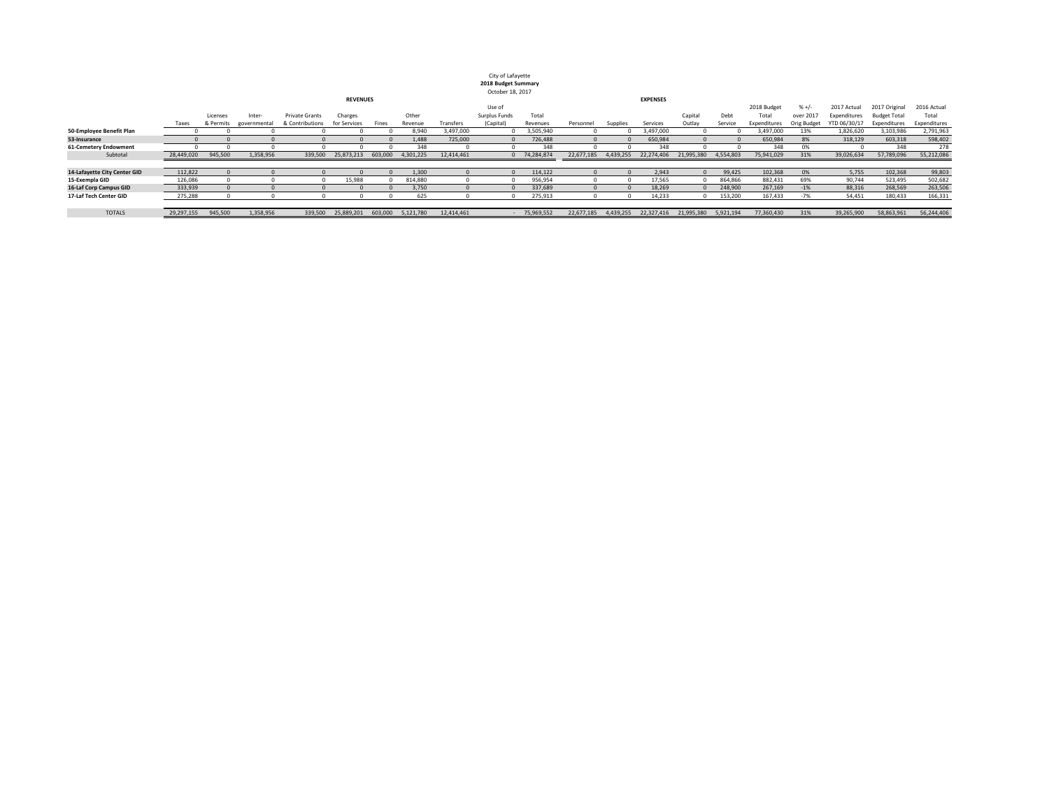City of Lafayette
**2018 Budget Summary**
October 18, 2017

| | REVENUES | | | | | | | | | | EXPENSES | | | | | | | | | | |
|---|---|---|---|---|---|---|---|---|---|---|---|---|---|---|---|---|---|---|---|---|---|
| | Taxes | Licenses & Permits | Inter-governmental | Private Grants & Contributions | Charges for Services | Fines | Other Revenue | Transfers | Use of Surplus Funds (Capital) | Total Revenues | Personnel | Supplies | Services | Capital Outlay | Debt Service | 2018 Budget Total Expenditures | % +/- over 2017 Orig Budget | 2017 Actual Expenditures YTD 06/30/17 | 2017 Original Budget Total Expenditures | 2016 Actual Total Expenditures |
| **50-Employee Benefit Plan** | 0 | 0 | 0 | 0 | 0 | 0 | 8,940 | 3,497,000 | 0 | 3,505,940 | 0 | 0 | 3,497,000 | 0 | 0 | 3,497,000 | 13% | 1,826,620 | 3,103,986 | 2,791,963 |
| **53-Insurance** | 0 | 0 | 0 | 0 | 0 | 0 | 1,488 | 725,000 | 0 | 726,488 | 0 | 0 | 650,984 | 0 | 0 | 650,984 | 8% | 318,129 | 603,318 | 598,402 |
| **61-Cemetery Endowment** | 0 | 0 | 0 | 0 | 0 | 0 | 348 | 0 | 0 | 348 | 0 | 0 | 348 | 0 | 0 | 348 | 0% | 0 | 348 | 278 |
| Subtotal | 28,449,020 | 945,500 | 1,358,956 | 339,500 | 25,873,213 | 603,000 | 4,301,225 | 12,414,461 | 0 | 74,284,874 | 22,677,185 | 4,439,255 | 22,274,406 | 21,995,380 | 4,554,803 | 75,941,029 | 31% | 39,026,634 | 57,789,096 | 55,212,086 |
| **14-Lafayette City Center GID** | 112,822 | 0 | 0 | 0 | 0 | 0 | 1,300 | 0 | 0 | 114,122 | 0 | 0 | 2,943 | 0 | 99,425 | 102,368 | 0% | 5,755 | 102,368 | 99,803 |
| **15-Exempla GID** | 126,086 | 0 | 0 | 0 | 15,988 | 0 | 814,880 | 0 | 0 | 956,954 | 0 | 0 | 17,565 | 0 | 864,866 | 882,431 | 69% | 90,744 | 523,495 | 502,682 |
| **16-Laf Corp Campus GID** | 333,939 | 0 | 0 | 0 | 0 | 0 | 3,750 | 0 | 0 | 337,689 | 0 | 0 | 18,269 | 0 | 248,900 | 267,169 | -1% | 88,316 | 268,569 | 263,506 |
| **17-Laf Tech Center GID** | 275,288 | 0 | 0 | 0 | 0 | 0 | 625 | 0 | 0 | 275,913 | 0 | 0 | 14,233 | 0 | 153,200 | 167,433 | -7% | 54,451 | 180,433 | 166,331 |
| TOTALS | 29,297,155 | 945,500 | 1,358,956 | 339,500 | 25,889,201 | 603,000 | 5,121,780 | 12,414,461 | - | 75,969,552 | 22,677,185 | 4,439,255 | 22,327,416 | 21,995,380 | 5,921,194 | 77,360,430 | 31% | 39,265,900 | 58,863,961 | 56,244,406 |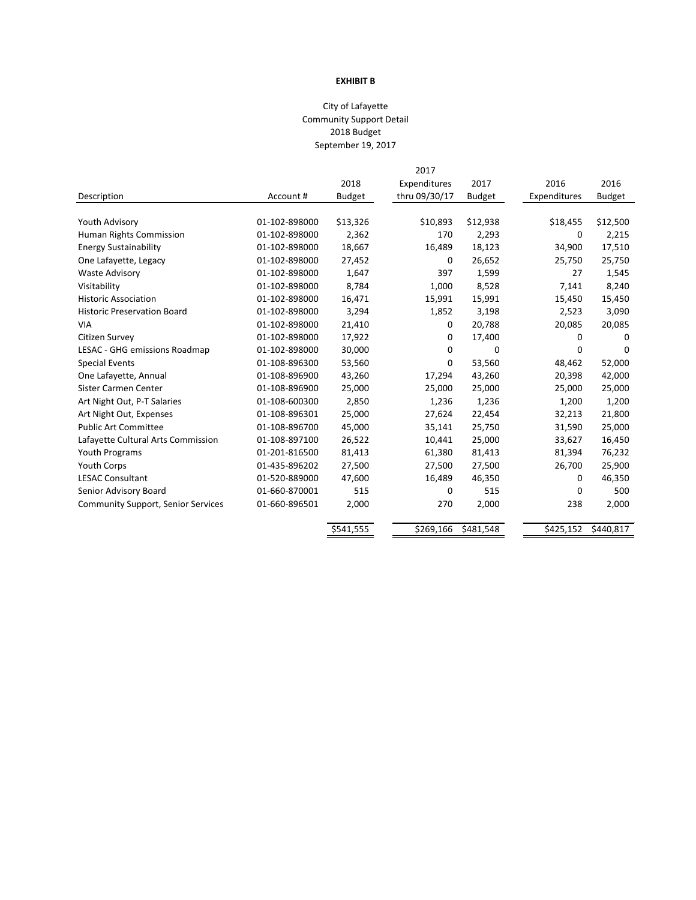**EXHIBIT B**

City of Lafayette
Community Support Detail
2018 Budget
September 19, 2017

| Description | Account # | 2018 Budget | 2017 Expenditures thru 09/30/17 | 2017 Budget | 2016 Expenditures | 2016 Budget |
|---|---|---|---|---|---|---|
| Youth Advisory | 01-102-898000 | $13,326 | $10,893 | $12,938 | $18,455 | $12,500 |
| Human Rights Commission | 01-102-898000 | 2,362 | 170 | 2,293 | 0 | 2,215 |
| Energy Sustainability | 01-102-898000 | 18,667 | 16,489 | 18,123 | 34,900 | 17,510 |
| One Lafayette, Legacy | 01-102-898000 | 27,452 | 0 | 26,652 | 25,750 | 25,750 |
| Waste Advisory | 01-102-898000 | 1,647 | 397 | 1,599 | 27 | 1,545 |
| Visitability | 01-102-898000 | 8,784 | 1,000 | 8,528 | 7,141 | 8,240 |
| Historic Association | 01-102-898000 | 16,471 | 15,991 | 15,991 | 15,450 | 15,450 |
| Historic Preservation Board | 01-102-898000 | 3,294 | 1,852 | 3,198 | 2,523 | 3,090 |
| VIA | 01-102-898000 | 21,410 | 0 | 20,788 | 20,085 | 20,085 |
| Citizen Survey | 01-102-898000 | 17,922 | 0 | 17,400 | 0 | 0 |
| LESAC - GHG emissions Roadmap | 01-102-898000 | 30,000 | 0 | 0 | 0 | 0 |
| Special Events | 01-108-896300 | 53,560 | 0 | 53,560 | 48,462 | 52,000 |
| One Lafayette, Annual | 01-108-896900 | 43,260 | 17,294 | 43,260 | 20,398 | 42,000 |
| Sister Carmen Center | 01-108-896900 | 25,000 | 25,000 | 25,000 | 25,000 | 25,000 |
| Art Night Out, P-T Salaries | 01-108-600300 | 2,850 | 1,236 | 1,236 | 1,200 | 1,200 |
| Art Night Out, Expenses | 01-108-896301 | 25,000 | 27,624 | 22,454 | 32,213 | 21,800 |
| Public Art Committee | 01-108-896700 | 45,000 | 35,141 | 25,750 | 31,590 | 25,000 |
| Lafayette Cultural Arts Commission | 01-108-897100 | 26,522 | 10,441 | 25,000 | 33,627 | 16,450 |
| Youth Programs | 01-201-816500 | 81,413 | 61,380 | 81,413 | 81,394 | 76,232 |
| Youth Corps | 01-435-896202 | 27,500 | 27,500 | 27,500 | 26,700 | 25,900 |
| LESAC Consultant | 01-520-889000 | 47,600 | 16,489 | 46,350 | 0 | 46,350 |
| Senior Advisory Board | 01-660-870001 | 515 | 0 | 515 | 0 | 500 |
| Community Support, Senior Services | 01-660-896501 | 2,000 | 270 | 2,000 | 238 | 2,000 |
| | | $541,555 | $269,166 | $481,548 | $425,152 | $440,817 |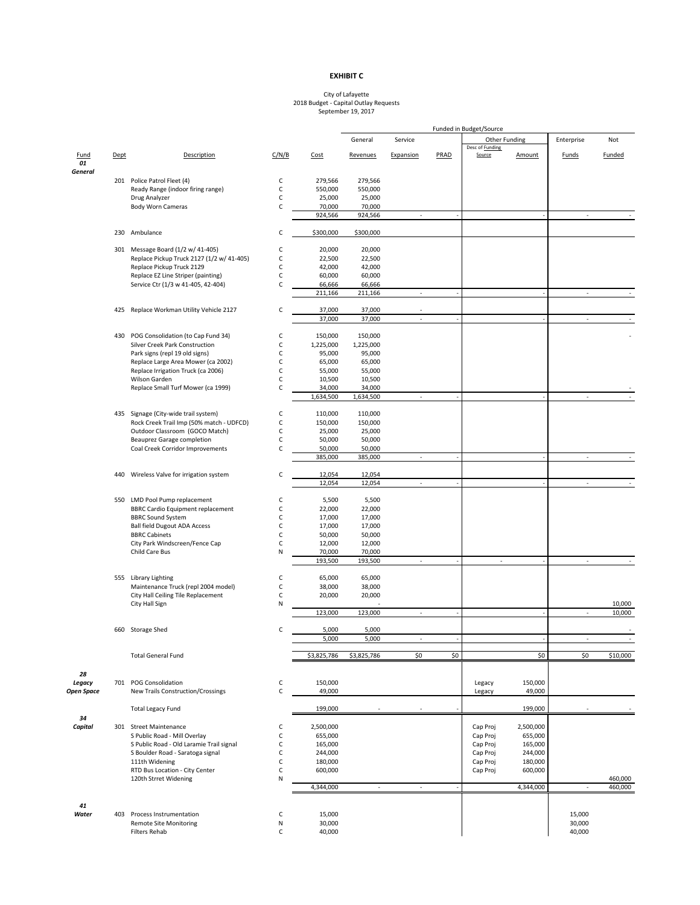**EXHIBIT C**

City of Lafayette
2018 Budget - Capital Outlay Requests
September 19, 2017

| | | | | | Funded in Budget/Source | | | | | | |
|---|---|---|---|---|---|---|---|---|---|---|---|
| | | | | | General | Service | | Other Funding | | Enterprise | Not |
| Fund | Dept | Description | C/N/B | Cost | Revenues | Expansion | PRAD | Desc of Funding Source | Amount | Funds | Funded |
| *01 General* | | | | | | | | | | | |
| | 201 | Police Patrol Fleet (4) | C | 279,566 | 279,566 | | | | | | |
| | | Ready Range (indoor firing range) | C | 550,000 | 550,000 | | | | | | |
| | | Drug Analyzer | C | 25,000 | 25,000 | | | | | | |
| | | Body Worn Cameras | C | 70,000 | 70,000 | | | | | | |
| | | | | 924,566 | 924,566 | - | - | | - | - | - |
| | 230 | Ambulance | C | $300,000 | $300,000 | | | | | | |
| | 301 | Message Board (1/2 w/ 41-405) | C | 20,000 | 20,000 | | | | | | |
| | | Replace Pickup Truck 2127 (1/2 w/ 41-405) | C | 22,500 | 22,500 | | | | | | |
| | | Replace Pickup Truck 2129 | C | 42,000 | 42,000 | | | | | | |
| | | Replace EZ Line Striper (painting) | C | 60,000 | 60,000 | | | | | | |
| | | Service Ctr (1/3 w 41-405, 42-404) | C | 66,666 | 66,666 | | | | | | |
| | | | | 211,166 | 211,166 | - | - | | - | - | - |
| | 425 | Replace Workman Utility Vehicle 2127 | C | 37,000 | 37,000 | - | | | | | |
| | | | | 37,000 | 37,000 | - | - | | - | - | - |
| | 430 | POG Consolidation (to Cap Fund 34) | C | 150,000 | 150,000 | | | | | | - |
| | | Silver Creek Park Construction | C | 1,225,000 | 1,225,000 | | | | | | |
| | | Park signs (repl 19 old signs) | C | 95,000 | 95,000 | | | | | | |
| | | Replace Large Area Mower (ca 2002) | C | 65,000 | 65,000 | | | | | | |
| | | Replace Irrigation Truck (ca 2006) | C | 55,000 | 55,000 | | | | | | |
| | | Wilson Garden | C | 10,500 | 10,500 | | | | | | |
| | | Replace Small Turf Mower (ca 1999) | C | 34,000 | 34,000 | | | | | | - |
| | | | | 1,634,500 | 1,634,500 | - | - | | - | - | - |
| | 435 | Signage (City-wide trail system) | C | 110,000 | 110,000 | | | | | | |
| | | Rock Creek Trail Imp (50% match - UDFCD) | C | 150,000 | 150,000 | | | | | | |
| | | Outdoor Classroom (GOCO Match) | C | 25,000 | 25,000 | | | | | | |
| | | Beauprez Garage completion | C | 50,000 | 50,000 | | | | | | |
| | | Coal Creek Corridor Improvements | C | 50,000 | 50,000 | | | | | | |
| | | | | 385,000 | 385,000 | - | - | | - | - | - |
| | 440 | Wireless Valve for irrigation system | C | 12,054 | 12,054 | | | | | | |
| | | | | 12,054 | 12,054 | - | - | | - | - | - |
| | 550 | LMD Pool Pump replacement | C | 5,500 | 5,500 | | | | | | |
| | | BBRC Cardio Equipment replacement | C | 22,000 | 22,000 | | | | | | |
| | | BBRC Sound System | C | 17,000 | 17,000 | | | | | | |
| | | Ball field Dugout ADA Access | C | 17,000 | 17,000 | | | | | | |
| | | BBRC Cabinets | C | 50,000 | 50,000 | | | | | | |
| | | City Park Windscreen/Fence Cap | C | 12,000 | 12,000 | | | | | | |
| | | Child Care Bus | N | 70,000 | 70,000 | | | | | | |
| | | | | 193,500 | 193,500 | - | - | - | - | - | - |
| | 555 | Library Lighting | C | 65,000 | 65,000 | | | | | | |
| | | Maintenance Truck (repl 2004 model) | C | 38,000 | 38,000 | | | | | | |
| | | City Hall Ceiling Tile Replacement | C | 20,000 | 20,000 | | | | | | |
| | | City Hall Sign | N | | - | | | | | | 10,000 |
| | | | | 123,000 | 123,000 | - | - | | - | - | 10,000 |
| | 660 | Storage Shed | C | 5,000 | 5,000 | | | | | | - |
| | | | | 5,000 | 5,000 | - | - | | - | - | - |
| | | Total General Fund | | $3,825,786 | $3,825,786 | $0 | $0 | | $0 | $0 | $10,000 |
| *28 Legacy Open Space* | 701 | POG Consolidation | C | 150,000 | | | | Legacy | 150,000 | | |
| | | New Trails Construction/Crossings | C | 49,000 | | | | Legacy | 49,000 | | |
| | | Total Legacy Fund | | 199,000 | - | - | - | | 199,000 | - | - |
| *34 Capital* | 301 | Street Maintenance | C | 2,500,000 | | | | Cap Proj | 2,500,000 | | |
| | | S Public Road - Mill Overlay | C | 655,000 | | | | Cap Proj | 655,000 | | |
| | | S Public Road - Old Laramie Trail signal | C | 165,000 | | | | Cap Proj | 165,000 | | |
| | | S Boulder Road - Saratoga signal | C | 244,000 | | | | Cap Proj | 244,000 | | |
| | | 111th Widening | C | 180,000 | | | | Cap Proj | 180,000 | | |
| | | RTD Bus Location - City Center | C | 600,000 | | | | Cap Proj | 600,000 | | |
| | | 120th Strret Widening | N | | | | | | | | 460,000 |
| | | | | 4,344,000 | - | - | - | | 4,344,000 | - | 460,000 |
| *41 Water* | 403 | Process Instrumentation | C | 15,000 | | | | | | 15,000 | |
| | | Remote Site Monitoring | N | 30,000 | | | | | | 30,000 | |
| | | Filters Rehab | C | 40,000 | | | | | | 40,000 | |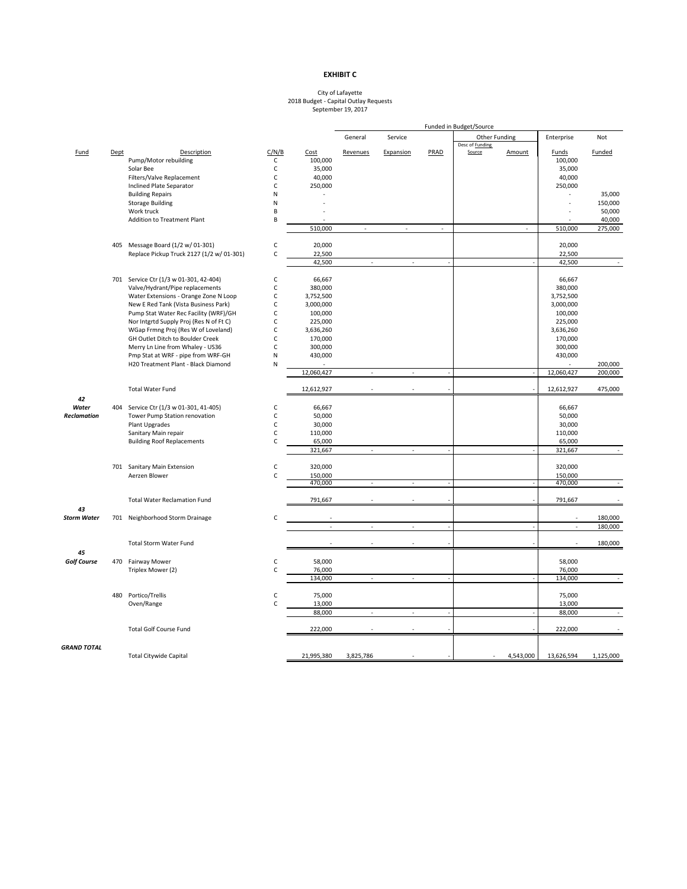**EXHIBIT C**

City of Lafayette
2018 Budget - Capital Outlay Requests
September 19, 2017

| | | | | | Funded in Budget/Source | | | | | | |
|---|---|---|---|---|---|---|---|---|---|---|---|
| | | | | | General | Service | | Other Funding | | Enterprise | Not |
| Fund | Dept | Description | C/N/B | Cost | Revenues | Expansion | PRAD | Desc of Funding Source | Amount | Funds | Funded |
| | | Pump/Motor rebuilding | C | 100,000 | | | | | | 100,000 | |
| | | Solar Bee | C | 35,000 | | | | | | 35,000 | |
| | | Filters/Valve Replacement | C | 40,000 | | | | | | 40,000 | |
| | | Inclined Plate Separator | C | 250,000 | | | | | | 250,000 | |
| | | Building Repairs | N | - | | | | | | - | 35,000 |
| | | Storage Building | N | - | | | | | | - | 150,000 |
| | | Work truck | B | - | | | | | | - | 50,000 |
| | | Addition to Treatment Plant | B | - | | | | | | - | 40,000 |
| | | | | 510,000 | - | - | - | | - | 510,000 | 275,000 |
| | 405 | Message Board (1/2 w/ 01-301) | C | 20,000 | | | | | | 20,000 | |
| | | Replace Pickup Truck 2127 (1/2 w/ 01-301) | C | 22,500 | | | | | | 22,500 | |
| | | | | 42,500 | - | - | - | | - | 42,500 | - |
| | 701 | Service Ctr (1/3 w 01-301, 42-404) | C | 66,667 | | | | | | 66,667 | |
| | | Valve/Hydrant/Pipe replacements | C | 380,000 | | | | | | 380,000 | |
| | | Water Extensions - Orange Zone N Loop | C | 3,752,500 | | | | | | 3,752,500 | |
| | | New E Red Tank (Vista Business Park) | C | 3,000,000 | | | | | | 3,000,000 | |
| | | Pump Stat Water Rec Facility (WRF)/GH | C | 100,000 | | | | | | 100,000 | |
| | | Nor Intgrtd Supply Proj (Res N of Ft C) | C | 225,000 | | | | | | 225,000 | |
| | | WGap Frmng Proj (Res W of Loveland) | C | 3,636,260 | | | | | | 3,636,260 | |
| | | GH Outlet Ditch to Boulder Creek | C | 170,000 | | | | | | 170,000 | |
| | | Merry Ln Line from Whaley - US36 | C | 300,000 | | | | | | 300,000 | |
| | | Pmp Stat at WRF - pipe from WRF-GH | N | 430,000 | | | | | | 430,000 | |
| | | H20 Treatment Plant - Black Diamond | N | - | | | | | | - | 200,000 |
| | | | | 12,060,427 | - | - | - | | - | 12,060,427 | 200,000 |
| | | Total Water Fund | | 12,612,927 | - | - | - | | - | 12,612,927 | 475,000 |
| ***42 Water Reclamation*** | 404 | Service Ctr (1/3 w 01-301, 41-405) | C | 66,667 | | | | | | 66,667 | |
| | | Tower Pump Station renovation | C | 50,000 | | | | | | 50,000 | |
| | | Plant Upgrades | C | 30,000 | | | | | | 30,000 | |
| | | Sanitary Main repair | C | 110,000 | | | | | | 110,000 | |
| | | Building Roof Replacements | C | 65,000 | | | | | | 65,000 | |
| | | | | 321,667 | - | - | - | | - | 321,667 | - |
| | 701 | Sanitary Main Extension | C | 320,000 | | | | | | 320,000 | |
| | | Aerzen Blower | C | 150,000 | | | | | | 150,000 | |
| | | | | 470,000 | - | - | - | | - | 470,000 | - |
| | | Total Water Reclamation Fund | | 791,667 | - | - | - | | - | 791,667 | - |
| ***43 Storm Water*** | 701 | Neighborhood Storm Drainage | C | - | | | | | | - | 180,000 |
| | | | | - | - | - | - | | - | - | 180,000 |
| | | Total Storm Water Fund | | - | - | - | - | | - | - | 180,000 |
| ***45 Golf Course*** | 470 | Fairway Mower | C | 58,000 | | | | | | 58,000 | |
| | | Triplex Mower (2) | C | 76,000 | | | | | | 76,000 | |
| | | | | 134,000 | - | - | - | | - | 134,000 | - |
| | 480 | Portico/Trellis | C | 75,000 | | | | | | 75,000 | |
| | | Oven/Range | C | 13,000 | | | | | | 13,000 | |
| | | | | 88,000 | - | - | - | | - | 88,000 | - |
| | | Total Golf Course Fund | | 222,000 | - | - | - | | - | 222,000 | - |
| ***GRAND TOTAL*** | | Total Citywide Capital | | 21,995,380 | 3,825,786 | - | - | - | 4,543,000 | 13,626,594 | 1,125,000 |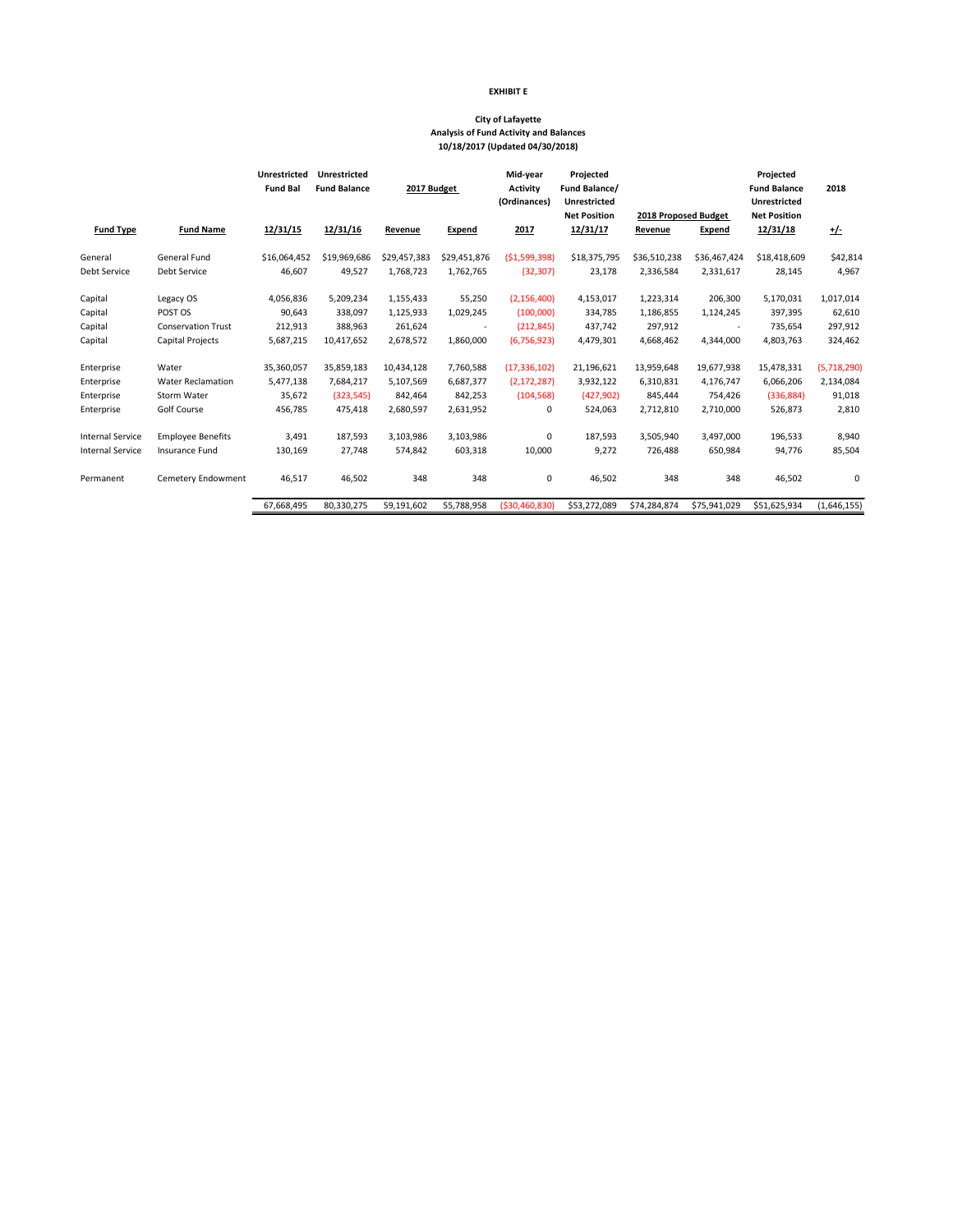**EXHIBIT E**

**City of Lafayette**
**Analysis of Fund Activity and Balances**
**10/18/2017 (Updated 04/30/2018)**

| Fund Type | Fund Name | Unrestricted Fund Bal 12/31/15 | Unrestricted Fund Balance 12/31/16 | 2017 Budget Revenue | 2017 Budget Expend | Mid-year Activity (Ordinances) 2017 | Projected Fund Balance/ Unrestricted Net Position 12/31/17 | 2018 Proposed Budget Revenue | 2018 Proposed Budget Expend | Projected Fund Balance Unrestricted Net Position 12/31/18 | 2018 +/- |
|---|---|---|---|---|---|---|---|---|---|---|---|
| General | General Fund | $16,064,452 | $19,969,686 | $29,457,383 | $29,451,876 | ($1,599,398) | $18,375,795 | $36,510,238 | $36,467,424 | $18,418,609 | $42,814 |
| Debt Service | Debt Service | 46,607 | 49,527 | 1,768,723 | 1,762,765 | (32,307) | 23,178 | 2,336,584 | 2,331,617 | 28,145 | 4,967 |
| Capital | Legacy OS | 4,056,836 | 5,209,234 | 1,155,433 | 55,250 | (2,156,400) | 4,153,017 | 1,223,314 | 206,300 | 5,170,031 | 1,017,014 |
| Capital | POST OS | 90,643 | 338,097 | 1,125,933 | 1,029,245 | (100,000) | 334,785 | 1,186,855 | 1,124,245 | 397,395 | 62,610 |
| Capital | Conservation Trust | 212,913 | 388,963 | 261,624 | - | (212,845) | 437,742 | 297,912 | - | 735,654 | 297,912 |
| Capital | Capital Projects | 5,687,215 | 10,417,652 | 2,678,572 | 1,860,000 | (6,756,923) | 4,479,301 | 4,668,462 | 4,344,000 | 4,803,763 | 324,462 |
| Enterprise | Water | 35,360,057 | 35,859,183 | 10,434,128 | 7,760,588 | (17,336,102) | 21,196,621 | 13,959,648 | 19,677,938 | 15,478,331 | (5,718,290) |
| Enterprise | Water Reclamation | 5,477,138 | 7,684,217 | 5,107,569 | 6,687,377 | (2,172,287) | 3,932,122 | 6,310,831 | 4,176,747 | 6,066,206 | 2,134,084 |
| Enterprise | Storm Water | 35,672 | (323,545) | 842,464 | 842,253 | (104,568) | (427,902) | 845,444 | 754,426 | (336,884) | 91,018 |
| Enterprise | Golf Course | 456,785 | 475,418 | 2,680,597 | 2,631,952 | 0 | 524,063 | 2,712,810 | 2,710,000 | 526,873 | 2,810 |
| Internal Service | Employee Benefits | 3,491 | 187,593 | 3,103,986 | 3,103,986 | 0 | 187,593 | 3,505,940 | 3,497,000 | 196,533 | 8,940 |
| Internal Service | Insurance Fund | 130,169 | 27,748 | 574,842 | 603,318 | 10,000 | 9,272 | 726,488 | 650,984 | 94,776 | 85,504 |
| Permanent | Cemetery Endowment | 46,517 | 46,502 | 348 | 348 | 0 | 46,502 | 348 | 348 | 46,502 | 0 |
| | | 67,668,495 | 80,330,275 | 59,191,602 | 55,788,958 | ($30,460,830) | $53,272,089 | $74,284,874 | $75,941,029 | $51,625,934 | (1,646,155) |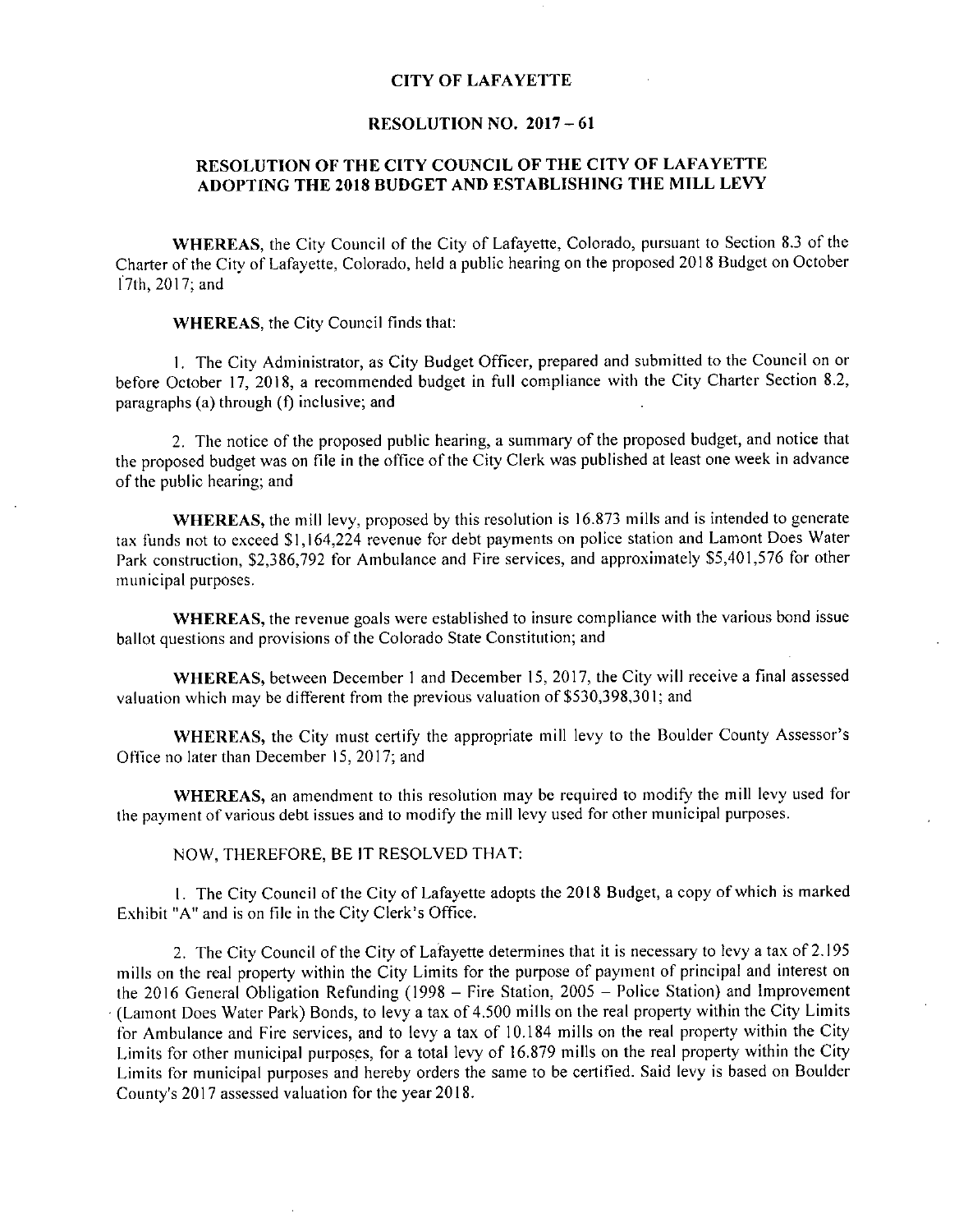# CITY OF LAFAYETTE

## RESOLUTION NO. 2017 – 61

## RESOLUTION OF THE CITY COUNCIL OF THE CITY OF LAFAYETTE ADOPTING THE 2018 BUDGET AND ESTABLISHING THE MILL LEVY

**WHEREAS**, the City Council of the City of Lafayette, Colorado, pursuant to Section 8.3 of the Charter of the City of Lafayette, Colorado, held a public hearing on the proposed 2018 Budget on October 17th, 2017; and

**WHEREAS**, the City Council finds that:

1. The City Administrator, as City Budget Officer, prepared and submitted to the Council on or before October 17, 2018, a recommended budget in full compliance with the City Charter Section 8.2, paragraphs (a) through (f) inclusive; and

2. The notice of the proposed public hearing, a summary of the proposed budget, and notice that the proposed budget was on file in the office of the City Clerk was published at least one week in advance of the public hearing; and

**WHEREAS,** the mill levy, proposed by this resolution is 16.873 mills and is intended to generate tax funds not to exceed $1,164,224 revenue for debt payments on police station and Lamont Does Water Park construction, $2,386,792 for Ambulance and Fire services, and approximately $5,401,576 for other municipal purposes.

**WHEREAS,** the revenue goals were established to insure compliance with the various bond issue ballot questions and provisions of the Colorado State Constitution; and

**WHEREAS,** between December 1 and December 15, 2017, the City will receive a final assessed valuation which may be different from the previous valuation of $530,398,301; and

**WHEREAS,** the City must certify the appropriate mill levy to the Boulder County Assessor's Office no later than December 15, 2017; and

**WHEREAS,** an amendment to this resolution may be required to modify the mill levy used for the payment of various debt issues and to modify the mill levy used for other municipal purposes.

NOW, THEREFORE, BE IT RESOLVED THAT:

1. The City Council of the City of Lafayette adopts the 2018 Budget, a copy of which is marked Exhibit "A" and is on file in the City Clerk's Office.

2. The City Council of the City of Lafayette determines that it is necessary to levy a tax of 2.195 mills on the real property within the City Limits for the purpose of payment of principal and interest on the 2016 General Obligation Refunding (1998 – Fire Station, 2005 – Police Station) and Improvement (Lamont Does Water Park) Bonds, to levy a tax of 4.500 mills on the real property within the City Limits for Ambulance and Fire services, and to levy a tax of 10.184 mills on the real property within the City Limits for other municipal purposes, for a total levy of 16.879 mills on the real property within the City Limits for municipal purposes and hereby orders the same to be certified. Said levy is based on Boulder County's 2017 assessed valuation for the year 2018.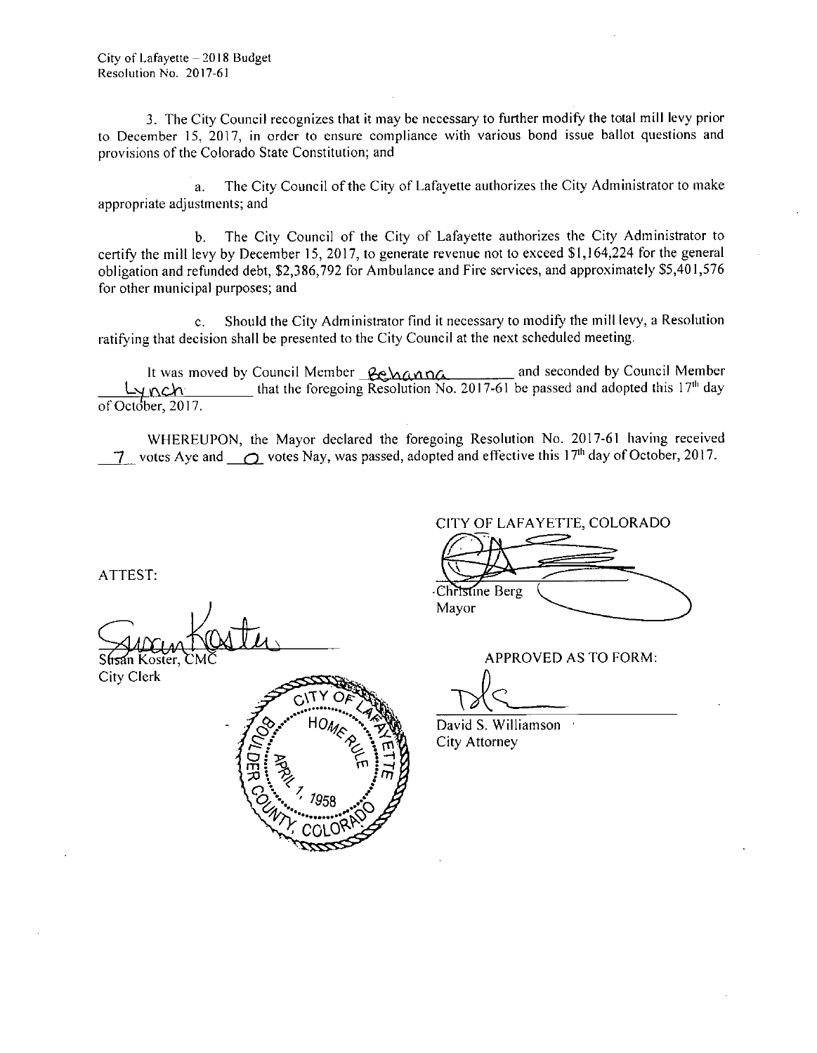3. The City Council recognizes that it may be necessary to further modify the total mill levy prior to December 15, 2017, in order to ensure compliance with various bond issue ballot questions and provisions of the Colorado State Constitution; and

a. The City Council of the City of Lafayette authorizes the City Administrator to make appropriate adjustments; and

b. The City Council of the City of Lafayette authorizes the City Administrator to certify the mill levy by December 15, 2017, to generate revenue not to exceed $1,164,224 for the general obligation and refunded debt, $2,386,792 for Ambulance and Fire services, and approximately $5,401,576 for other municipal purposes; and

c. Should the City Administrator find it necessary to modify the mill levy, a Resolution ratifying that decision shall be presented to the City Council at the next scheduled meeting.

It was moved by Council Member Behanna and seconded by Council Member Lynch that the foregoing Resolution No. 2017-61 be passed and adopted this 17th day of October, 2017.

WHEREUPON, the Mayor declared the foregoing Resolution No. 2017-61 having received 7 votes Aye and 0 votes Nay, was passed, adopted and effective this 17th day of October, 2017.

CITY OF LAFAYETTE, COLORADO

Christine Berg
Mayor

ATTEST:

Susan Koster, CMC
City Clerk

APPROVED AS TO FORM:

David S. Williamson
City Attorney

CITY OF LAFAYETTE HOME RULE APRIL 1, 1958 BOULDER COUNTY, COLORADO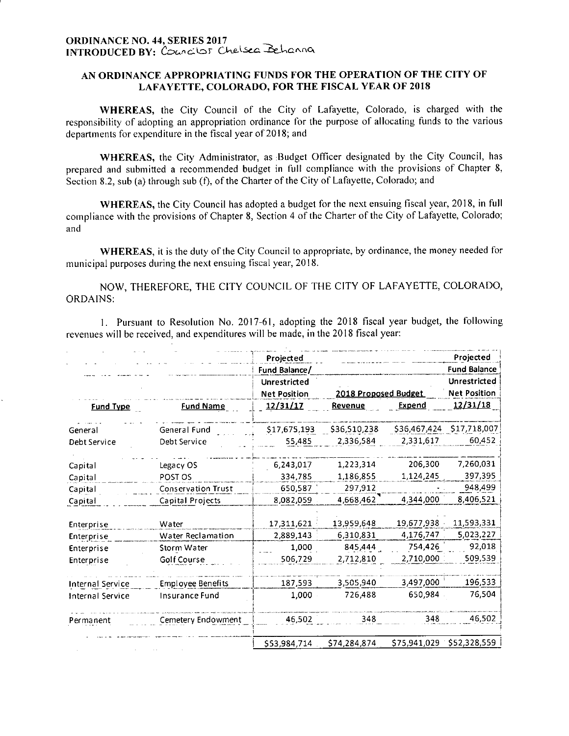**ORDINANCE NO. 44, SERIES 2017**
**INTRODUCED BY:** Councilor Chelsea Behanna

## AN ORDINANCE APPROPRIATING FUNDS FOR THE OPERATION OF THE CITY OF LAFAYETTE, COLORADO, FOR THE FISCAL YEAR OF 2018

**WHEREAS,** the City Council of the City of Lafayette, Colorado, is charged with the responsibility of adopting an appropriation ordinance for the purpose of allocating funds to the various departments for expenditure in the fiscal year of 2018; and

**WHEREAS,** the City Administrator, as Budget Officer designated by the City Council, has prepared and submitted a recommended budget in full compliance with the provisions of Chapter 8, Section 8.2, sub (a) through sub (f), of the Charter of the City of Lafayette, Colorado; and

**WHEREAS,** the City Council has adopted a budget for the next ensuing fiscal year, 2018, in full compliance with the provisions of Chapter 8, Section 4 of the Charter of the City of Lafayette, Colorado; and

**WHEREAS,** it is the duty of the City Council to appropriate, by ordinance, the money needed for municipal purposes during the next ensuing fiscal year, 2018.

NOW, THEREFORE, THE CITY COUNCIL OF THE CITY OF LAFAYETTE, COLORADO, ORDAINS:

1. Pursuant to Resolution No. 2017-61, adopting the 2018 fiscal year budget, the following revenues will be received, and expenditures will be made, in the 2018 fiscal year:

| | | Projected Fund Balance/ Unrestricted Net Position | 2018 Proposed Budget | | Projected Fund Balance Unrestricted Net Position |
|---|---|---|---|---|---|
| **Fund Type** | **Fund Name** | **12/31/17** | **Revenue** | **Expend** | **12/31/18** |
| General | General Fund | $17,675,193 | $36,510,238 | $36,467,424 | $17,718,007 |
| Debt Service | Debt Service | 55,485 | 2,336,584 | 2,331,617 | 60,452 |
| Capital | Legacy OS | 6,243,017 | 1,223,314 | 206,300 | 7,260,031 |
| Capital | POST OS | 334,785 | 1,186,855 | 1,124,245 | 397,395 |
| Capital | Conservation Trust | 650,587 | 297,912 | - | 948,499 |
| Capital | Capital Projects | 8,082,059 | 4,668,462 | 4,344,000 | 8,406,521 |
| Enterprise | Water | 17,311,621 | 13,959,648 | 19,677,938 | 11,593,331 |
| Enterprise | Water Reclamation | 2,889,143 | 6,310,831 | 4,176,747 | 5,023,227 |
| Enterprise | Storm Water | 1,000 | 845,444 | 754,426 | 92,018 |
| Enterprise | Golf Course | 506,729 | 2,712,810 | 2,710,000 | 509,539 |
| Internal Service | Employee Benefits | 187,593 | 3,505,940 | 3,497,000 | 196,533 |
| Internal Service | Insurance Fund | 1,000 | 726,488 | 650,984 | 76,504 |
| Permanent | Cemetery Endowment | 46,502 | 348 | 348 | 46,502 |
| | | $53,984,714 | $74,284,874 | $75,941,029 | $52,328,559 |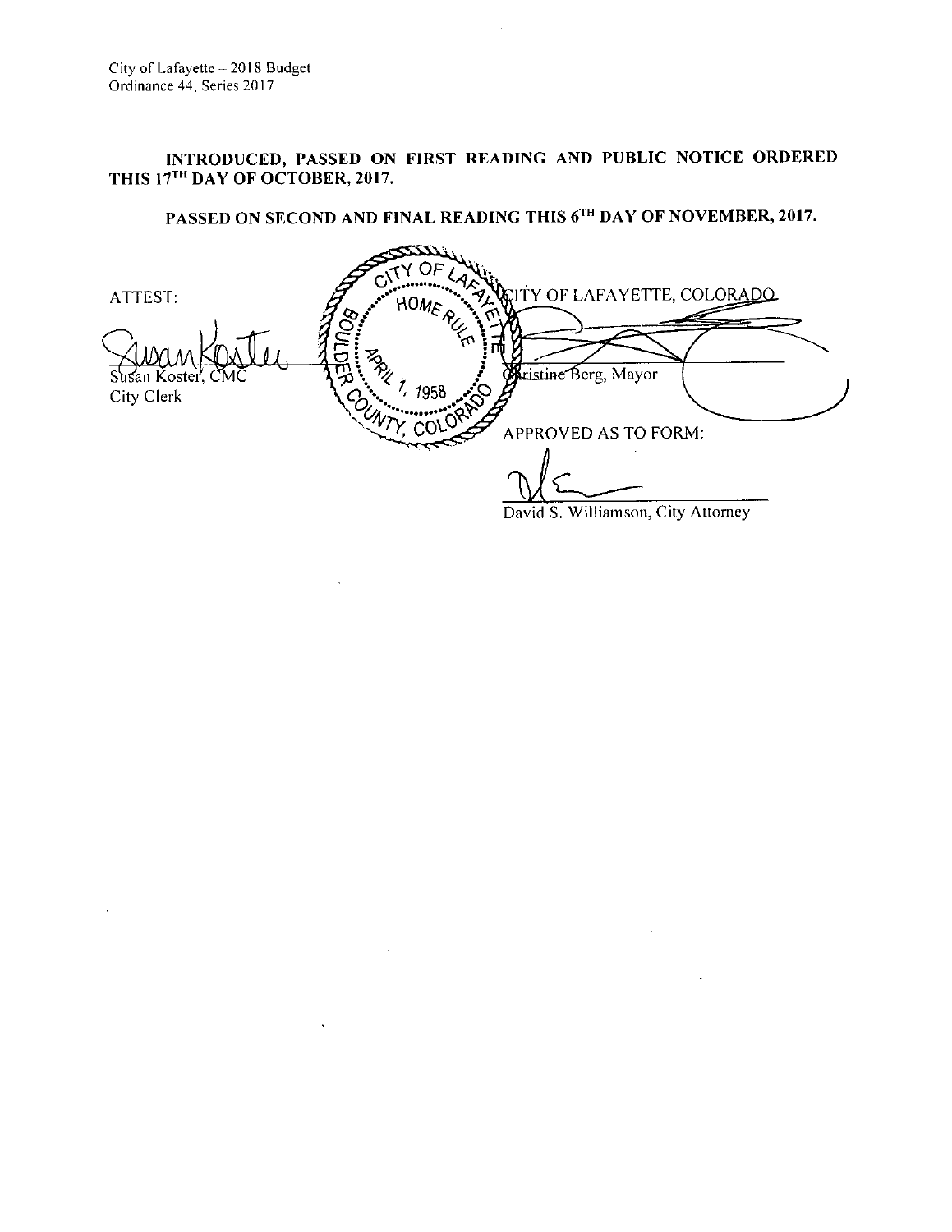City of Lafayette – 2018 Budget
Ordinance 44, Series 2017

**INTRODUCED, PASSED ON FIRST READING AND PUBLIC NOTICE ORDERED THIS 17TH DAY OF OCTOBER, 2017.**

**PASSED ON SECOND AND FINAL READING THIS 6TH DAY OF NOVEMBER, 2017.**

CITY OF LAFAYETTE, COLORADO

Christine Berg, Mayor

ATTEST:

Susan Koster, CMC
City Clerk

CITY OF LAFAYETTE HOME RULE APRIL 1, 1958 BOULDER COUNTY, COLORADO

APPROVED AS TO FORM:

David S. Williamson, City Attorney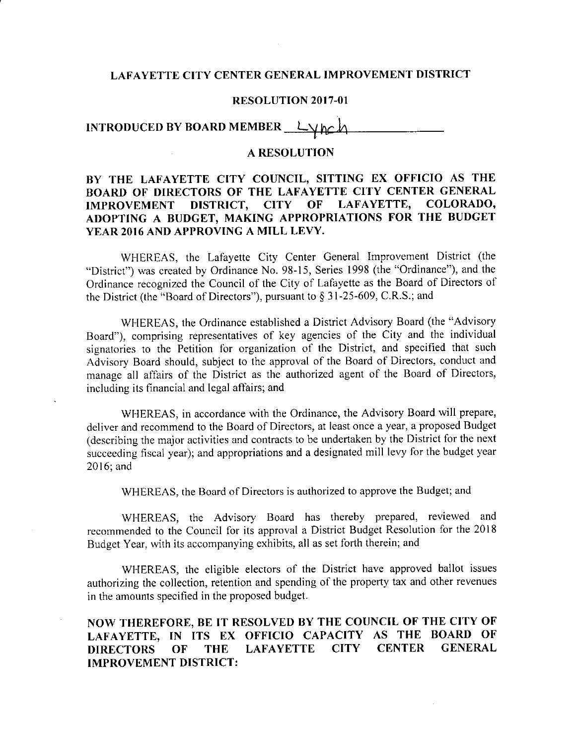# LAFAYETTE CITY CENTER GENERAL IMPROVEMENT DISTRICT

## RESOLUTION 2017-01

**INTRODUCED BY BOARD MEMBER** Lynch

## A RESOLUTION

**BY THE LAFAYETTE CITY COUNCIL, SITTING EX OFFICIO AS THE BOARD OF DIRECTORS OF THE LAFAYETTE CITY CENTER GENERAL IMPROVEMENT DISTRICT, CITY OF LAFAYETTE, COLORADO, ADOPTING A BUDGET, MAKING APPROPRIATIONS FOR THE BUDGET YEAR 2016 AND APPROVING A MILL LEVY.**

WHEREAS, the Lafayette City Center General Improvement District (the "District") was created by Ordinance No. 98-15, Series 1998 (the "Ordinance"), and the Ordinance recognized the Council of the City of Lafayette as the Board of Directors of the District (the "Board of Directors"), pursuant to § 31-25-609, C.R.S.; and

WHEREAS, the Ordinance established a District Advisory Board (the "Advisory Board"), comprising representatives of key agencies of the City and the individual signatories to the Petition for organization of the District, and specified that such Advisory Board should, subject to the approval of the Board of Directors, conduct and manage all affairs of the District as the authorized agent of the Board of Directors, including its financial and legal affairs; and

WHEREAS, in accordance with the Ordinance, the Advisory Board will prepare, deliver and recommend to the Board of Directors, at least once a year, a proposed Budget (describing the major activities and contracts to be undertaken by the District for the next succeeding fiscal year); and appropriations and a designated mill levy for the budget year 2016; and

WHEREAS, the Board of Directors is authorized to approve the Budget; and

WHEREAS, the Advisory Board has thereby prepared, reviewed and recommended to the Council for its approval a District Budget Resolution for the 2018 Budget Year, with its accompanying exhibits, all as set forth therein; and

WHEREAS, the eligible electors of the District have approved ballot issues authorizing the collection, retention and spending of the property tax and other revenues in the amounts specified in the proposed budget.

**NOW THEREFORE, BE IT RESOLVED BY THE COUNCIL OF THE CITY OF LAFAYETTE, IN ITS EX OFFICIO CAPACITY AS THE BOARD OF DIRECTORS OF THE LAFAYETTE CITY CENTER GENERAL IMPROVEMENT DISTRICT:**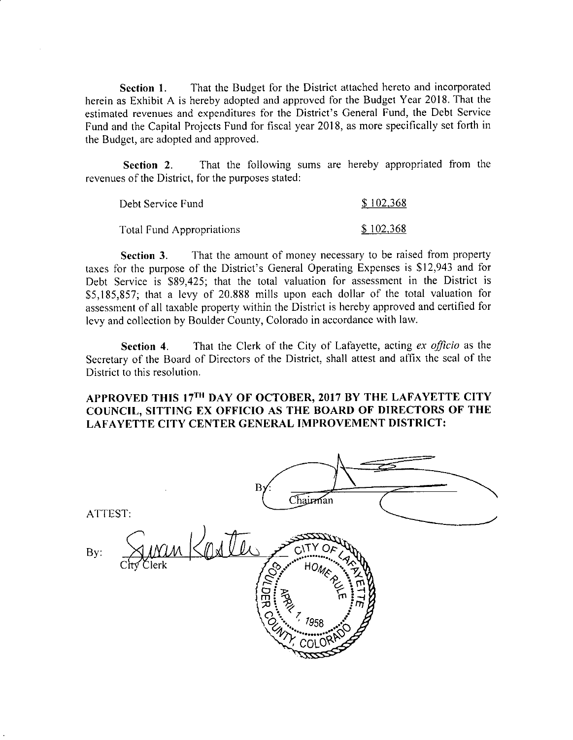**Section 1.** That the Budget for the District attached hereto and incorporated herein as Exhibit A is hereby adopted and approved for the Budget Year 2018. That the estimated revenues and expenditures for the District's General Fund, the Debt Service Fund and the Capital Projects Fund for fiscal year 2018, as more specifically set forth in the Budget, are adopted and approved.

**Section 2.** That the following sums are hereby appropriated from the revenues of the District, for the purposes stated:

| | |
|---|---|
| Debt Service Fund | $ 102,368 |
| Total Fund Appropriations | $ 102,368 |

**Section 3.** That the amount of money necessary to be raised from property taxes for the purpose of the District's General Operating Expenses is $12,943 and for Debt Service is $89,425; that the total valuation for assessment in the District is $5,185,857; that a levy of 20.888 mills upon each dollar of the total valuation for assessment of all taxable property within the District is hereby approved and certified for levy and collection by Boulder County, Colorado in accordance with law.

**Section 4.** That the Clerk of the City of Lafayette, acting *ex officio* as the Secretary of the Board of Directors of the District, shall attest and affix the seal of the District to this resolution.

**APPROVED THIS 17TH DAY OF OCTOBER, 2017 BY THE LAFAYETTE CITY COUNCIL, SITTING EX OFFICIO AS THE BOARD OF DIRECTORS OF THE LAFAYETTE CITY CENTER GENERAL IMPROVEMENT DISTRICT:**

By: ______________________
Chairman

ATTEST:

By: Susan Koster
City Clerk

CITY OF LAFAYETTE
HOME RULE
APRIL 1, 1958
BOULDER COUNTY, COLORADO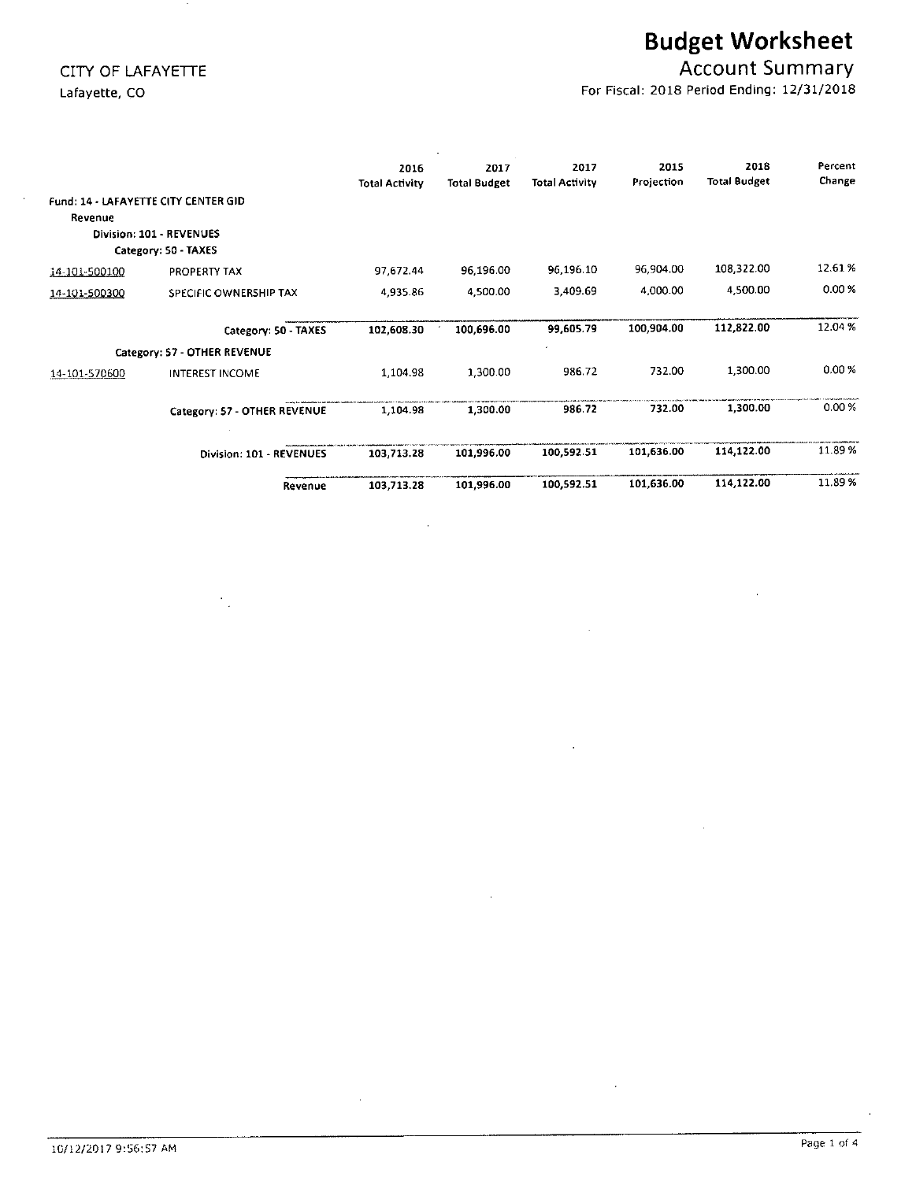CITY OF LAFAYETTE
Lafayette, CO

# Budget Worksheet

## Account Summary

For Fiscal: 2018 Period Ending: 12/31/2018

| | | 2016 Total Activity | 2017 Total Budget | 2017 Total Activity | 2015 Projection | 2018 Total Budget | Percent Change |
|---|---|---|---|---|---|---|---|
| **Fund: 14 - LAFAYETTE CITY CENTER GID** | | | | | | | |
| Revenue | | | | | | | |
| **Division: 101 - REVENUES** | | | | | | | |
| **Category: 50 - TAXES** | | | | | | | |
| 14-101-500100 | PROPERTY TAX | 97,672.44 | 96,196.00 | 96,196.10 | 96,904.00 | 108,322.00 | 12.61 % |
| 14-101-500300 | SPECIFIC OWNERSHIP TAX | 4,935.86 | 4,500.00 | 3,409.69 | 4,000.00 | 4,500.00 | 0.00 % |
| | **Category: 50 - TAXES** | **102,608.30** | **100,696.00** | **99,605.79** | **100,904.00** | **112,822.00** | 12.04 % |
| **Category: 57 - OTHER REVENUE** | | | | | | | |
| 14-101-570600 | INTEREST INCOME | 1,104.98 | 1,300.00 | 986.72 | 732.00 | 1,300.00 | 0.00 % |
| | **Category: 57 - OTHER REVENUE** | **1,104.98** | **1,300.00** | **986.72** | **732.00** | **1,300.00** | 0.00 % |
| | **Division: 101 - REVENUES** | **103,713.28** | **101,996.00** | **100,592.51** | **101,636.00** | **114,122.00** | 11.89 % |
| | **Revenue** | **103,713.28** | **101,996.00** | **100,592.51** | **101,636.00** | **114,122.00** | 11.89 % |

10/12/2017 9:56:57 AM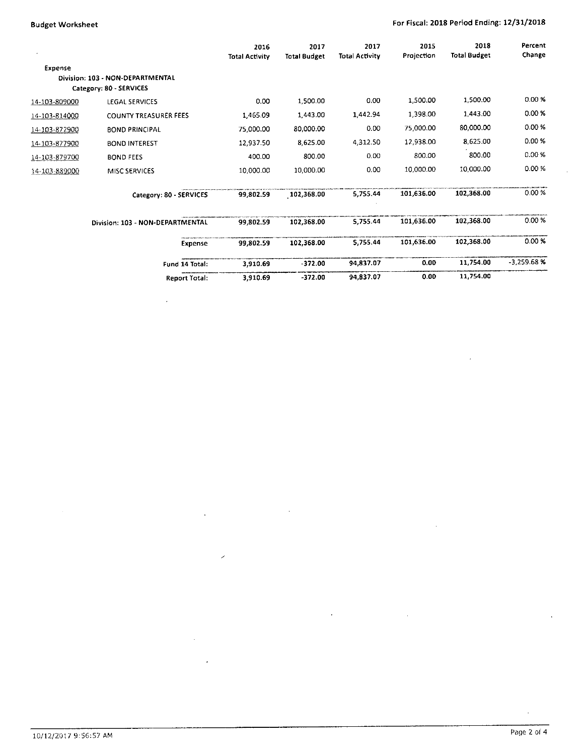Budget Worksheet

For Fiscal: 2018 Period Ending: 12/31/2018

| | | 2016 Total Activity | 2017 Total Budget | 2017 Total Activity | 2015 Projection | 2018 Total Budget | Percent Change |
|---|---|---|---|---|---|---|---|
| **Expense** | | | | | | | |
| **Division: 103 - NON-DEPARTMENTAL** | | | | | | | |
| **Category: 80 - SERVICES** | | | | | | | |
| 14-103-809000 | LEGAL SERVICES | 0.00 | 1,500.00 | 0.00 | 1,500.00 | 1,500.00 | 0.00 % |
| 14-103-814000 | COUNTY TREASURER FEES | 1,465.09 | 1,443.00 | 1,442.94 | 1,398.00 | 1,443.00 | 0.00 % |
| 14-103-872900 | BOND PRINCIPAL | 75,000.00 | 80,000.00 | 0.00 | 75,000.00 | 80,000.00 | 0.00 % |
| 14-103-877900 | BOND INTEREST | 12,937.50 | 8,625.00 | 4,312.50 | 12,938.00 | 8,625.00 | 0.00 % |
| 14-103-879700 | BOND FEES | 400.00 | 800.00 | 0.00 | 800.00 | 800.00 | 0.00 % |
| 14-103-889000 | MISC SERVICES | 10,000.00 | 10,000.00 | 0.00 | 10,000.00 | 10,000.00 | 0.00 % |
| | **Category: 80 - SERVICES** | **99,802.59** | **102,368.00** | **5,755.44** | **101,636.00** | **102,368.00** | **0.00 %** |
| | **Division: 103 - NON-DEPARTMENTAL** | **99,802.59** | **102,368.00** | **5,755.44** | **101,636.00** | **102,368.00** | **0.00 %** |
| | **Expense** | **99,802.59** | **102,368.00** | **5,755.44** | **101,636.00** | **102,368.00** | **0.00 %** |
| | **Fund 14 Total:** | **3,910.69** | **-372.00** | **94,837.07** | **0.00** | **11,754.00** | **-3,259.68 %** |
| | **Report Total:** | **3,910.69** | **-372.00** | **94,837.07** | **0.00** | **11,754.00** | |

10/12/2017 9:56:57 AM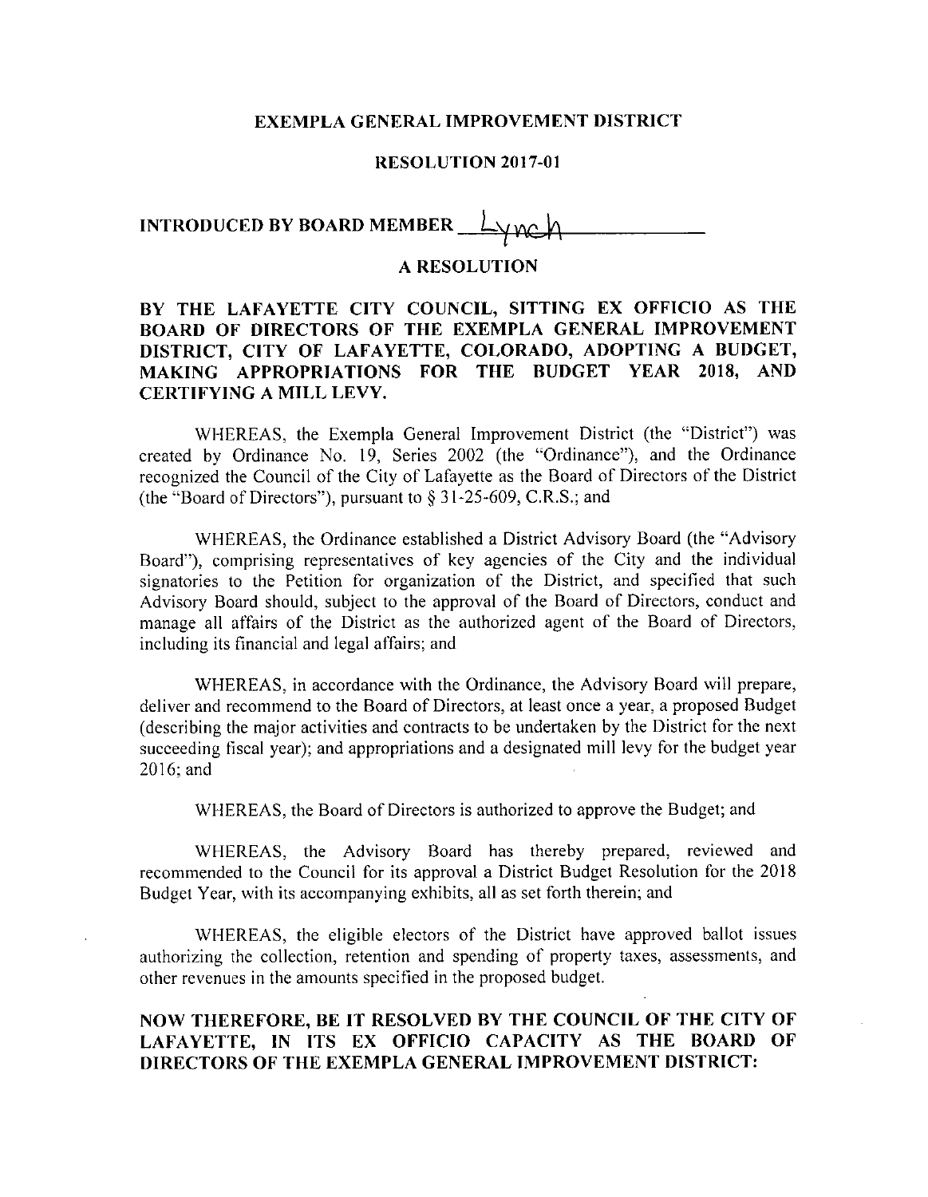**EXEMPLA GENERAL IMPROVEMENT DISTRICT**

**RESOLUTION 2017-01**

**INTRODUCED BY BOARD MEMBER** Lynch

**A RESOLUTION**

**BY THE LAFAYETTE CITY COUNCIL, SITTING EX OFFICIO AS THE BOARD OF DIRECTORS OF THE EXEMPLA GENERAL IMPROVEMENT DISTRICT, CITY OF LAFAYETTE, COLORADO, ADOPTING A BUDGET, MAKING APPROPRIATIONS FOR THE BUDGET YEAR 2018, AND CERTIFYING A MILL LEVY.**

WHEREAS, the Exempla General Improvement District (the "District") was created by Ordinance No. 19, Series 2002 (the "Ordinance"), and the Ordinance recognized the Council of the City of Lafayette as the Board of Directors of the District (the "Board of Directors"), pursuant to § 31-25-609, C.R.S.; and

WHEREAS, the Ordinance established a District Advisory Board (the "Advisory Board"), comprising representatives of key agencies of the City and the individual signatories to the Petition for organization of the District, and specified that such Advisory Board should, subject to the approval of the Board of Directors, conduct and manage all affairs of the District as the authorized agent of the Board of Directors, including its financial and legal affairs; and

WHEREAS, in accordance with the Ordinance, the Advisory Board will prepare, deliver and recommend to the Board of Directors, at least once a year, a proposed Budget (describing the major activities and contracts to be undertaken by the District for the next succeeding fiscal year); and appropriations and a designated mill levy for the budget year 2016; and

WHEREAS, the Board of Directors is authorized to approve the Budget; and

WHEREAS, the Advisory Board has thereby prepared, reviewed and recommended to the Council for its approval a District Budget Resolution for the 2018 Budget Year, with its accompanying exhibits, all as set forth therein; and

WHEREAS, the eligible electors of the District have approved ballot issues authorizing the collection, retention and spending of property taxes, assessments, and other revenues in the amounts specified in the proposed budget.

**NOW THEREFORE, BE IT RESOLVED BY THE COUNCIL OF THE CITY OF LAFAYETTE, IN ITS EX OFFICIO CAPACITY AS THE BOARD OF DIRECTORS OF THE EXEMPLA GENERAL IMPROVEMENT DISTRICT:**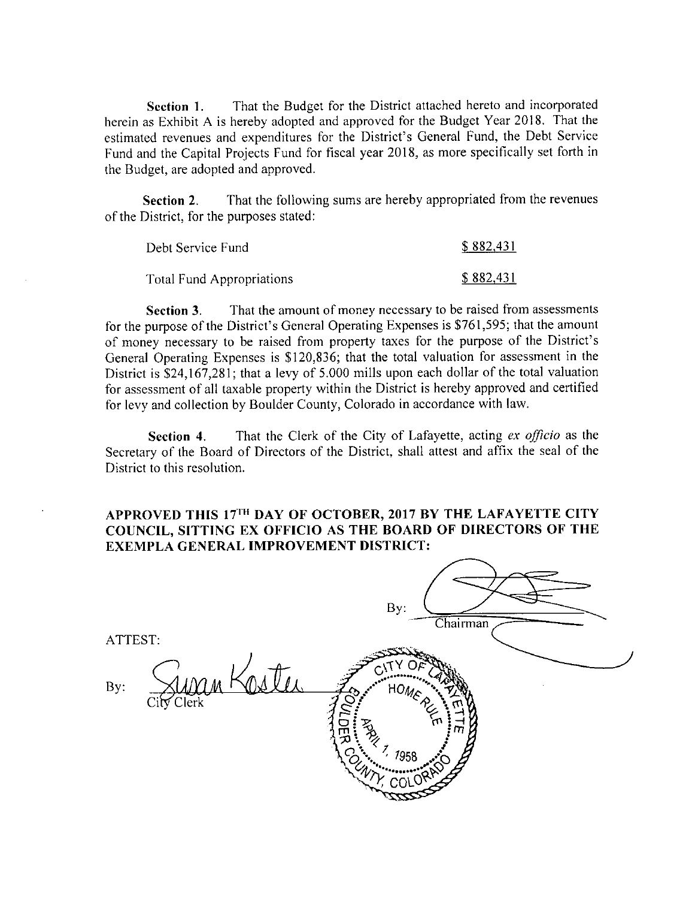**Section 1.** That the Budget for the District attached hereto and incorporated herein as Exhibit A is hereby adopted and approved for the Budget Year 2018. That the estimated revenues and expenditures for the District's General Fund, the Debt Service Fund and the Capital Projects Fund for fiscal year 2018, as more specifically set forth in the Budget, are adopted and approved.

**Section 2.** That the following sums are hereby appropriated from the revenues of the District, for the purposes stated:

| | |
|---|---|
| Debt Service Fund | $ 882,431 |
| Total Fund Appropriations | $ 882,431 |

**Section 3.** That the amount of money necessary to be raised from assessments for the purpose of the District's General Operating Expenses is $761,595; that the amount of money necessary to be raised from property taxes for the purpose of the District's General Operating Expenses is $120,836; that the total valuation for assessment in the District is $24,167,281; that a levy of 5.000 mills upon each dollar of the total valuation for assessment of all taxable property within the District is hereby approved and certified for levy and collection by Boulder County, Colorado in accordance with law.

**Section 4.** That the Clerk of the City of Lafayette, acting *ex officio* as the Secretary of the Board of Directors of the District, shall attest and affix the seal of the District to this resolution.

**APPROVED THIS 17TH DAY OF OCTOBER, 2017 BY THE LAFAYETTE CITY COUNCIL, SITTING EX OFFICIO AS THE BOARD OF DIRECTORS OF THE EXEMPLA GENERAL IMPROVEMENT DISTRICT:**

By: ______________________
Chairman

ATTEST:

By: Susan Koster
City Clerk

CITY OF LAFAYETTE
HOME RULE
APRIL 1, 1958
BOULDER COUNTY, COLORADO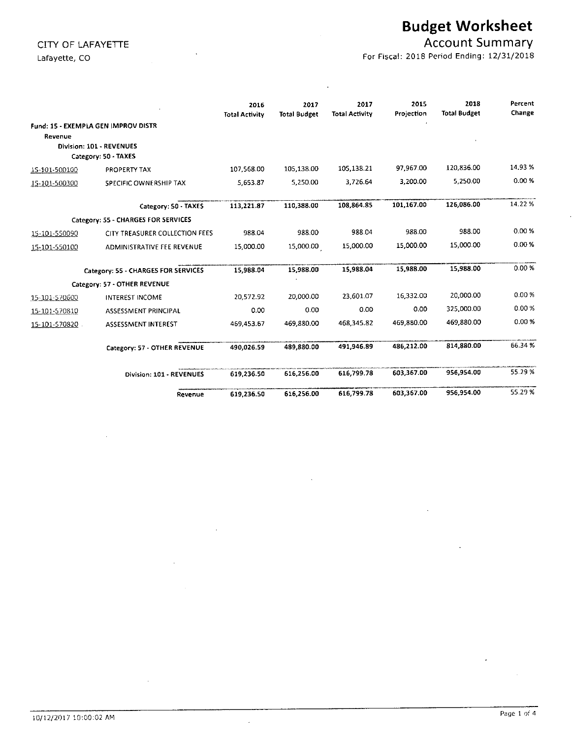CITY OF LAFAYETTE
Lafayette, CO

# Budget Worksheet

## Account Summary

For Fiscal: 2018 Period Ending: 12/31/2018

| | | 2016 Total Activity | 2017 Total Budget | 2017 Total Activity | 2015 Projection | 2018 Total Budget | Percent Change |
|---|---|---|---|---|---|---|---|
| **Fund: 15 - EXEMPLA GEN IMPROV DISTR** | | | | | | | |
| **Revenue** | | | | | | | |
| **Division: 101 - REVENUES** | | | | | | | |
| **Category: 50 - TAXES** | | | | | | | |
| 15-101-500100 | PROPERTY TAX | 107,568.00 | 105,138.00 | 105,138.21 | 97,967.00 | 120,836.00 | 14.93 % |
| 15-101-500300 | SPECIFIC OWNERSHIP TAX | 5,653.87 | 5,250.00 | 3,726.64 | 3,200.00 | 5,250.00 | 0.00 % |
| | **Category: 50 - TAXES** | **113,221.87** | **110,388.00** | **108,864.85** | **101,167.00** | **126,086.00** | **14.22 %** |
| **Category: 55 - CHARGES FOR SERVICES** | | | | | | | |
| 15-101-550090 | CITY TREASURER COLLECTION FEES | 988.04 | 988.00 | 988.04 | 988.00 | 988.00 | 0.00 % |
| 15-101-550100 | ADMINISTRATIVE FEE REVENUE | 15,000.00 | 15,000.00 | 15,000.00 | 15,000.00 | 15,000.00 | 0.00 % |
| | **Category: 55 - CHARGES FOR SERVICES** | **15,988.04** | **15,988.00** | **15,988.04** | **15,988.00** | **15,988.00** | **0.00 %** |
| **Category: 57 - OTHER REVENUE** | | | | | | | |
| 15-101-570600 | INTEREST INCOME | 20,572.92 | 20,000.00 | 23,601.07 | 16,332.00 | 20,000.00 | 0.00 % |
| 15-101-570810 | ASSESSMENT PRINCIPAL | 0.00 | 0.00 | 0.00 | 0.00 | 325,000.00 | 0.00 % |
| 15-101-570820 | ASSESSMENT INTEREST | 469,453.67 | 469,880.00 | 468,345.82 | 469,880.00 | 469,880.00 | 0.00 % |
| | **Category: 57 - OTHER REVENUE** | **490,026.59** | **489,880.00** | **491,946.89** | **486,212.00** | **814,880.00** | **66.34 %** |
| | **Division: 101 - REVENUES** | **619,236.50** | **616,256.00** | **616,799.78** | **603,367.00** | **956,954.00** | **55.29 %** |
| | **Revenue** | **619,236.50** | **616,256.00** | **616,799.78** | **603,367.00** | **956,954.00** | **55.29 %** |

10/12/2017 10:00:02 AM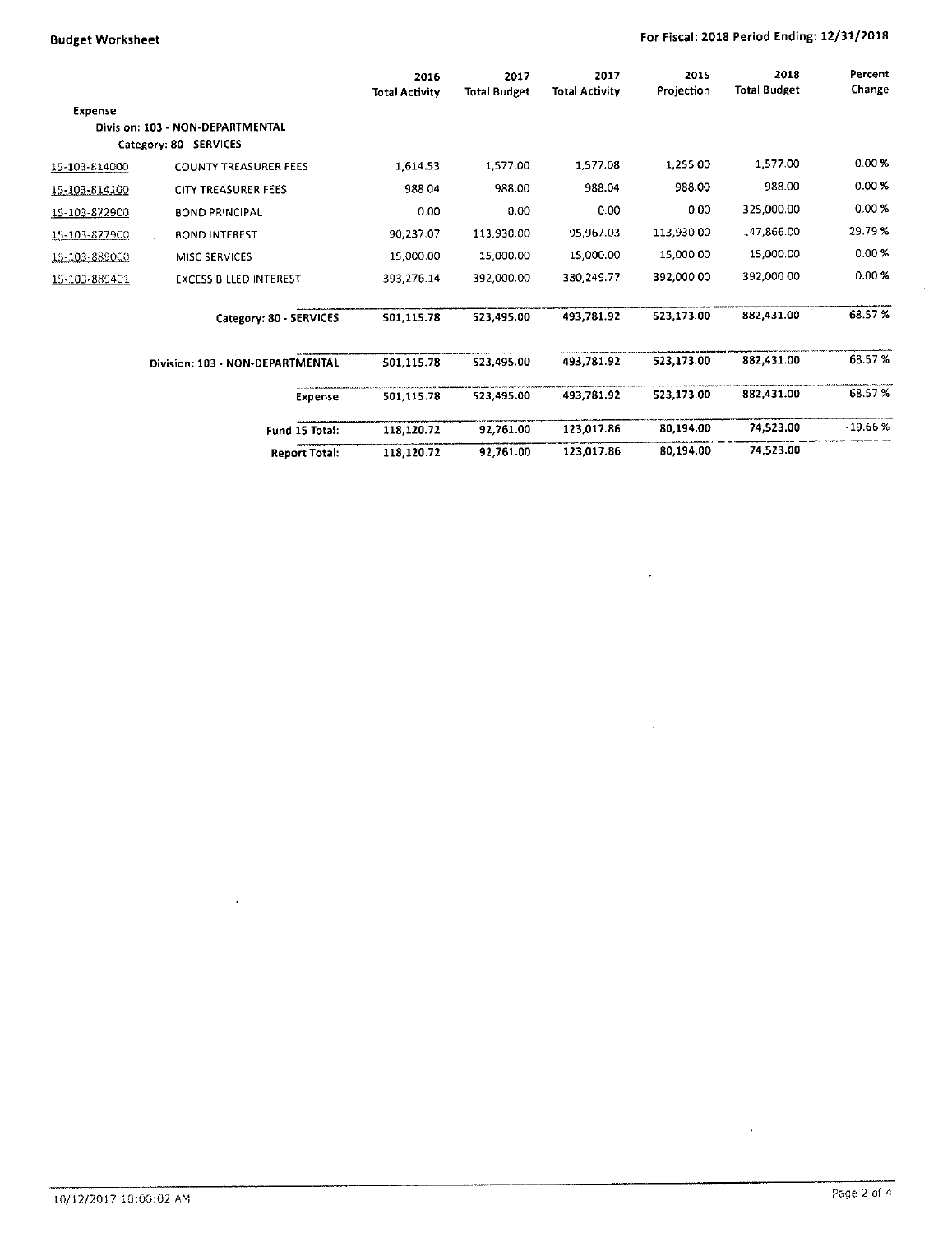**Budget Worksheet** — For Fiscal: 2018 Period Ending: 12/31/2018

| | | 2016 Total Activity | 2017 Total Budget | 2017 Total Activity | 2015 Projection | 2018 Total Budget | Percent Change |
|---|---|---|---|---|---|---|---|
| **Expense** | | | | | | | |
| **Division: 103 - NON-DEPARTMENTAL** | | | | | | | |
| **Category: 80 - SERVICES** | | | | | | | |
| 15-103-814000 | COUNTY TREASURER FEES | 1,614.53 | 1,577.00 | 1,577.08 | 1,255.00 | 1,577.00 | 0.00 % |
| 15-103-814100 | CITY TREASURER FEES | 988.04 | 988.00 | 988.04 | 988.00 | 988.00 | 0.00 % |
| 15-103-872900 | BOND PRINCIPAL | 0.00 | 0.00 | 0.00 | 0.00 | 325,000.00 | 0.00 % |
| 15-103-877900 | BOND INTEREST | 90,237.07 | 113,930.00 | 95,967.03 | 113,930.00 | 147,866.00 | 29.79 % |
| 15-103-889000 | MISC SERVICES | 15,000.00 | 15,000.00 | 15,000.00 | 15,000.00 | 15,000.00 | 0.00 % |
| 15-103-889401 | EXCESS BILLED INTEREST | 393,276.14 | 392,000.00 | 380,249.77 | 392,000.00 | 392,000.00 | 0.00 % |
| | **Category: 80 - SERVICES** | **501,115.78** | **523,495.00** | **493,781.92** | **523,173.00** | **882,431.00** | **68.57 %** |
| | **Division: 103 - NON-DEPARTMENTAL** | **501,115.78** | **523,495.00** | **493,781.92** | **523,173.00** | **882,431.00** | **68.57 %** |
| | **Expense** | **501,115.78** | **523,495.00** | **493,781.92** | **523,173.00** | **882,431.00** | **68.57 %** |
| | **Fund 15 Total:** | **118,120.72** | **92,761.00** | **123,017.86** | **80,194.00** | **74,523.00** | **-19.66 %** |
| | **Report Total:** | **118,120.72** | **92,761.00** | **123,017.86** | **80,194.00** | **74,523.00** | |

10/12/2017 10:00:02 AM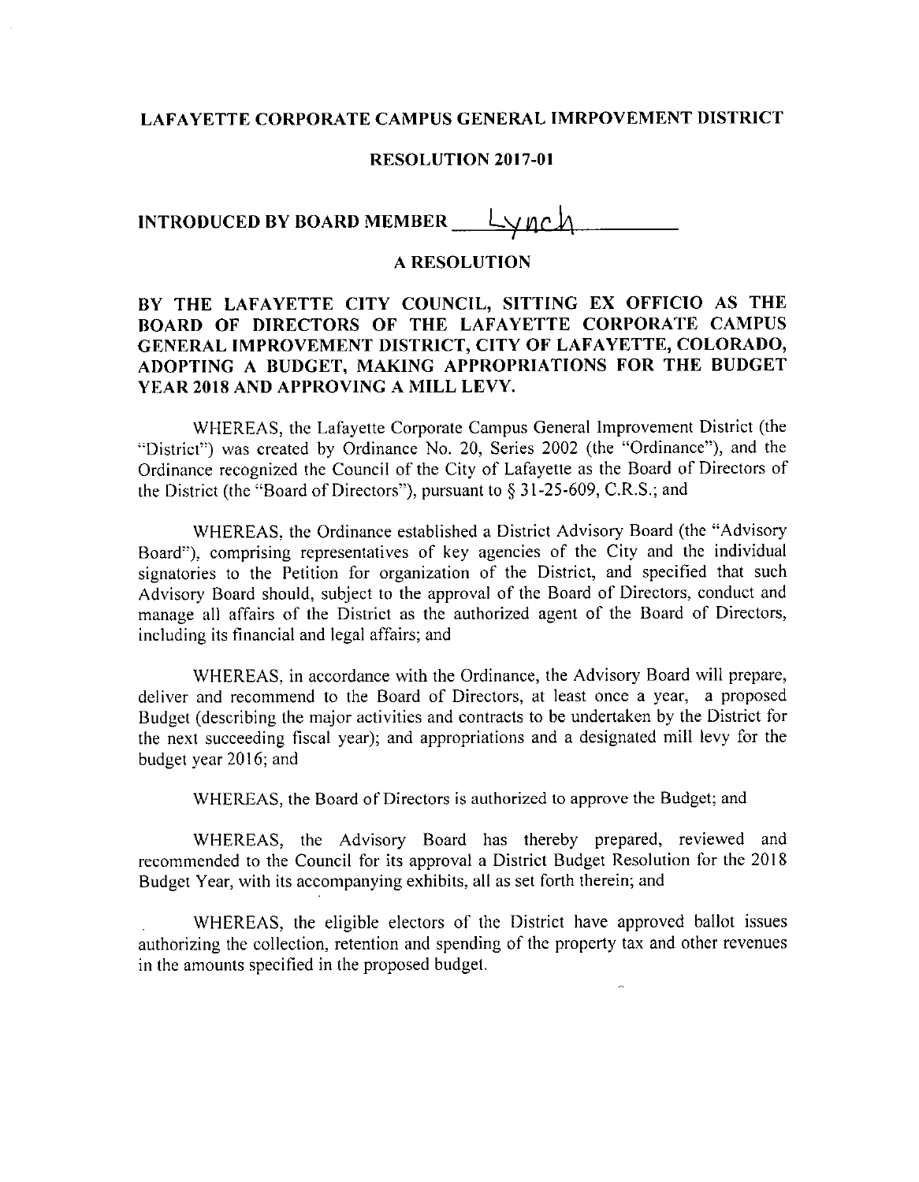**LAFAYETTE CORPORATE CAMPUS GENERAL IMRPOVEMENT DISTRICT**

**RESOLUTION 2017-01**

**INTRODUCED BY BOARD MEMBER** Lynch

**A RESOLUTION**

**BY THE LAFAYETTE CITY COUNCIL, SITTING EX OFFICIO AS THE BOARD OF DIRECTORS OF THE LAFAYETTE CORPORATE CAMPUS GENERAL IMPROVEMENT DISTRICT, CITY OF LAFAYETTE, COLORADO, ADOPTING A BUDGET, MAKING APPROPRIATIONS FOR THE BUDGET YEAR 2018 AND APPROVING A MILL LEVY.**

WHEREAS, the Lafayette Corporate Campus General Improvement District (the "District") was created by Ordinance No. 20, Series 2002 (the "Ordinance"), and the Ordinance recognized the Council of the City of Lafayette as the Board of Directors of the District (the "Board of Directors"), pursuant to § 31-25-609, C.R.S.; and

WHEREAS, the Ordinance established a District Advisory Board (the "Advisory Board"), comprising representatives of key agencies of the City and the individual signatories to the Petition for organization of the District, and specified that such Advisory Board should, subject to the approval of the Board of Directors, conduct and manage all affairs of the District as the authorized agent of the Board of Directors, including its financial and legal affairs; and

WHEREAS, in accordance with the Ordinance, the Advisory Board will prepare, deliver and recommend to the Board of Directors, at least once a year, a proposed Budget (describing the major activities and contracts to be undertaken by the District for the next succeeding fiscal year); and appropriations and a designated mill levy for the budget year 2016; and

WHEREAS, the Board of Directors is authorized to approve the Budget; and

WHEREAS, the Advisory Board has thereby prepared, reviewed and recommended to the Council for its approval a District Budget Resolution for the 2018 Budget Year, with its accompanying exhibits, all as set forth therein; and

WHEREAS, the eligible electors of the District have approved ballot issues authorizing the collection, retention and spending of the property tax and other revenues in the amounts specified in the proposed budget.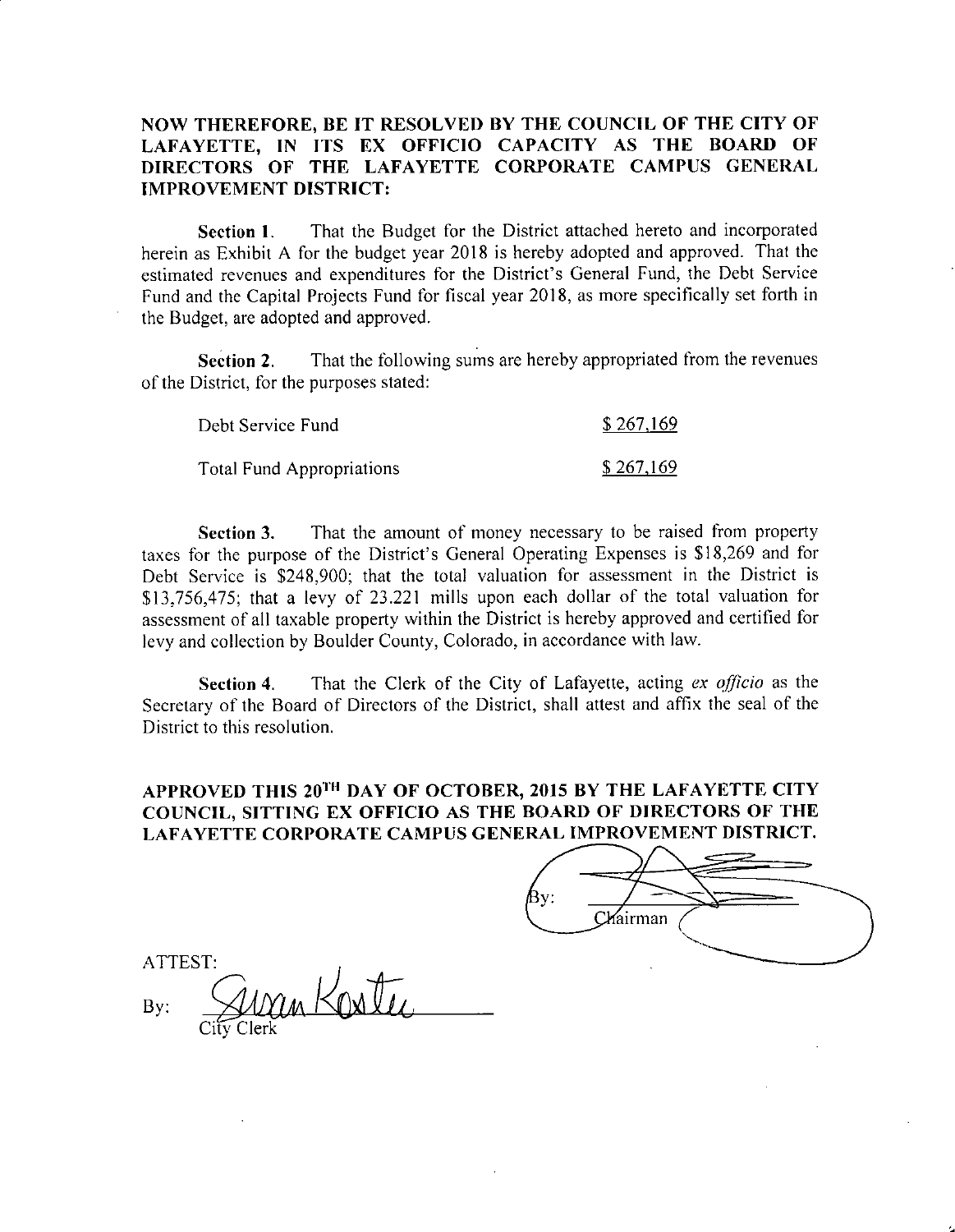**NOW THEREFORE, BE IT RESOLVED BY THE COUNCIL OF THE CITY OF LAFAYETTE, IN ITS EX OFFICIO CAPACITY AS THE BOARD OF DIRECTORS OF THE LAFAYETTE CORPORATE CAMPUS GENERAL IMPROVEMENT DISTRICT:**

**Section 1.** That the Budget for the District attached hereto and incorporated herein as Exhibit A for the budget year 2018 is hereby adopted and approved. That the estimated revenues and expenditures for the District's General Fund, the Debt Service Fund and the Capital Projects Fund for fiscal year 2018, as more specifically set forth in the Budget, are adopted and approved.

**Section 2.** That the following sums are hereby appropriated from the revenues of the District, for the purposes stated:

| | |
|---|---|
| Debt Service Fund | $ 267,169 |
| Total Fund Appropriations | $ 267,169 |

**Section 3.** That the amount of money necessary to be raised from property taxes for the purpose of the District's General Operating Expenses is $18,269 and for Debt Service is $248,900; that the total valuation for assessment in the District is $13,756,475; that a levy of 23.221 mills upon each dollar of the total valuation for assessment of all taxable property within the District is hereby approved and certified for levy and collection by Boulder County, Colorado, in accordance with law.

**Section 4.** That the Clerk of the City of Lafayette, acting *ex officio* as the Secretary of the Board of Directors of the District, shall attest and affix the seal of the District to this resolution.

**APPROVED THIS 20TH DAY OF OCTOBER, 2015 BY THE LAFAYETTE CITY COUNCIL, SITTING EX OFFICIO AS THE BOARD OF DIRECTORS OF THE LAFAYETTE CORPORATE CAMPUS GENERAL IMPROVEMENT DISTRICT.**

By: \_\_\_\_\_\_\_\_\_\_\_\_\_\_\_\_\_\_\_\_
Chairman

ATTEST:

By: Susan Koster
City Clerk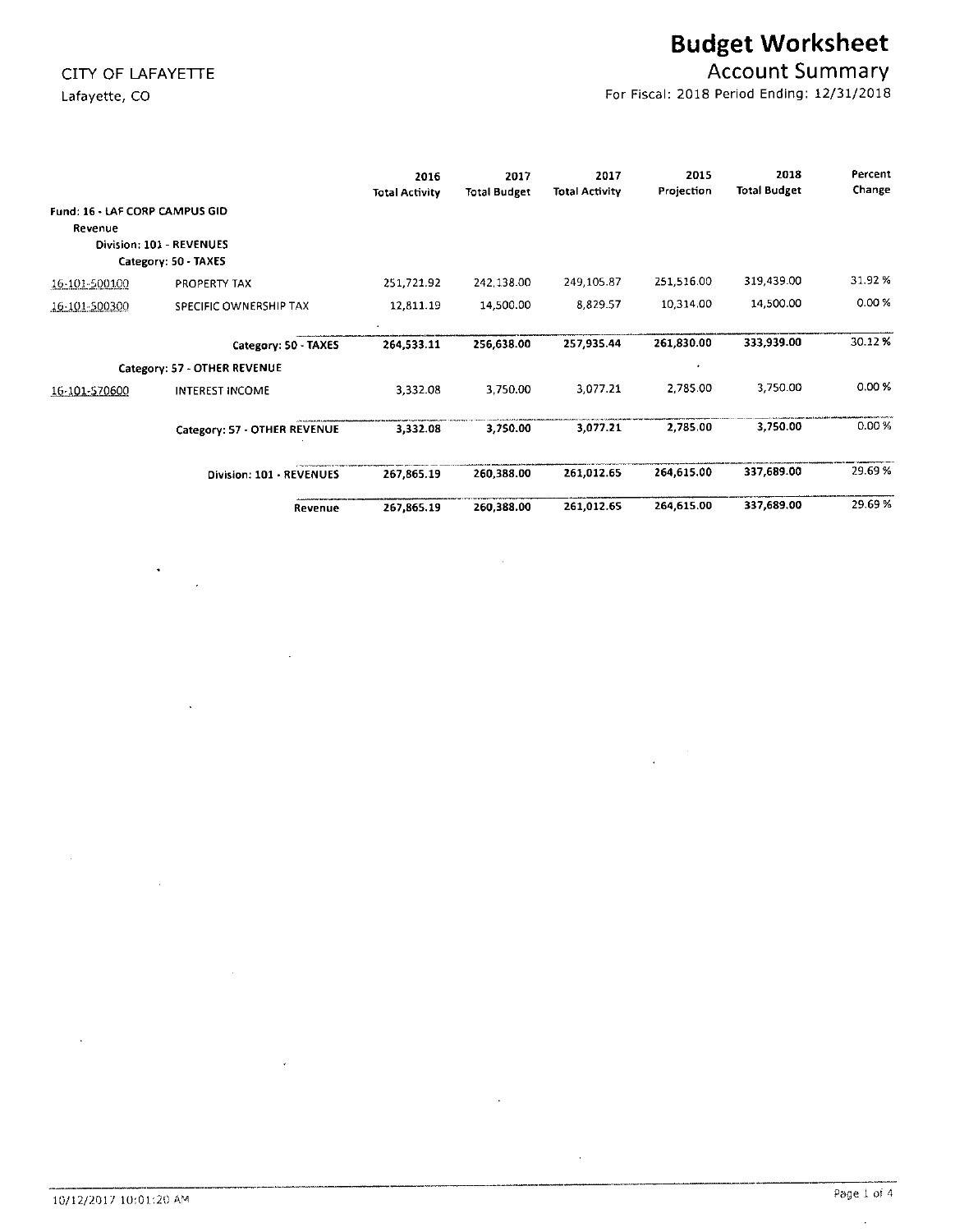CITY OF LAFAYETTE
Lafayette, CO

# Budget Worksheet

## Account Summary

For Fiscal: 2018 Period Ending: 12/31/2018

| | | 2016 Total Activity | 2017 Total Budget | 2017 Total Activity | 2015 Projection | 2018 Total Budget | Percent Change |
|---|---|---|---|---|---|---|---|
| **Fund: 16 - LAF CORP CAMPUS GID** | | | | | | | |
| Revenue | | | | | | | |
| **Division: 101 - REVENUES** | | | | | | | |
| **Category: 50 - TAXES** | | | | | | | |
| 16-101-500100 | PROPERTY TAX | 251,721.92 | 242,138.00 | 249,105.87 | 251,516.00 | 319,439.00 | 31.92 % |
| 16-101-500300 | SPECIFIC OWNERSHIP TAX | 12,811.19 | 14,500.00 | 8,829.57 | 10,314.00 | 14,500.00 | 0.00 % |
| | **Category: 50 - TAXES** | **264,533.11** | **256,638.00** | **257,935.44** | **261,830.00** | **333,939.00** | **30.12 %** |
| **Category: 57 - OTHER REVENUE** | | | | | | | |
| 16-101-570600 | INTEREST INCOME | 3,332.08 | 3,750.00 | 3,077.21 | 2,785.00 | 3,750.00 | 0.00 % |
| | **Category: 57 - OTHER REVENUE** | **3,332.08** | **3,750.00** | **3,077.21** | **2,785.00** | **3,750.00** | **0.00 %** |
| | **Division: 101 - REVENUES** | **267,865.19** | **260,388.00** | **261,012.65** | **264,615.00** | **337,689.00** | **29.69 %** |
| | **Revenue** | **267,865.19** | **260,388.00** | **261,012.65** | **264,615.00** | **337,689.00** | **29.69 %** |

10/12/2017 10:01:20 AM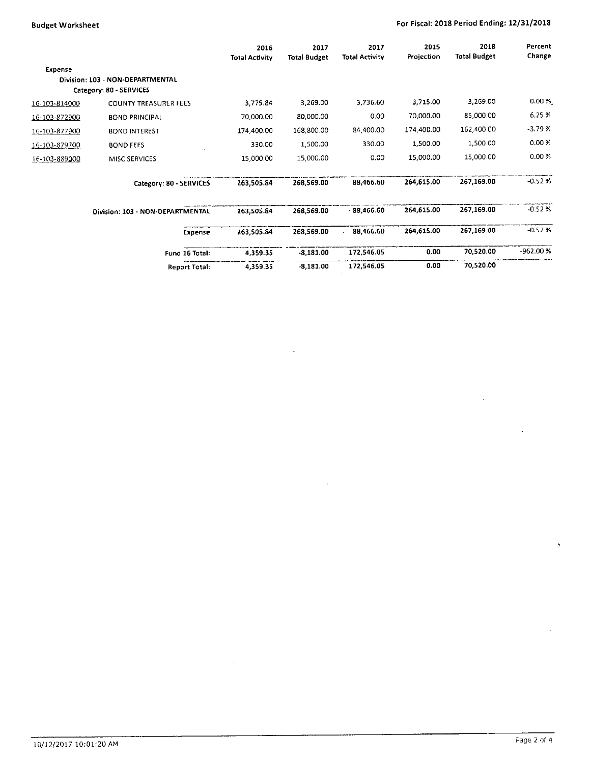| | | 2016 Total Activity | 2017 Total Budget | 2017 Total Activity | 2015 Projection | 2018 Total Budget | Percent Change |
|---|---|---|---|---|---|---|---|
| **Expense** | | | | | | | |
| **Division: 103 - NON-DEPARTMENTAL** | | | | | | | |
| **Category: 80 - SERVICES** | | | | | | | |
| 16-103-814000 | COUNTY TREASURER FEES | 3,775.84 | 3,269.00 | 3,736.60 | 3,715.00 | 3,269.00 | 0.00 % |
| 16-103-872900 | BOND PRINCIPAL | 70,000.00 | 80,000.00 | 0.00 | 70,000.00 | 85,000.00 | 6.25 % |
| 16-103-877900 | BOND INTEREST | 174,400.00 | 168,800.00 | 84,400.00 | 174,400.00 | 162,400.00 | -3.79 % |
| 16-103-879700 | BOND FEES | 330.00 | 1,500.00 | 330.00 | 1,500.00 | 1,500.00 | 0.00 % |
| 16-103-889000 | MISC SERVICES | 15,000.00 | 15,000.00 | 0.00 | 15,000.00 | 15,000.00 | 0.00 % |
| | **Category: 80 - SERVICES** | **263,505.84** | **268,569.00** | **88,466.60** | **264,615.00** | **267,169.00** | -0.52 % |
| | **Division: 103 - NON-DEPARTMENTAL** | **263,505.84** | **268,569.00** | **88,466.60** | **264,615.00** | **267,169.00** | -0.52 % |
| | **Expense** | **263,505.84** | **268,569.00** | **88,466.60** | **264,615.00** | **267,169.00** | -0.52 % |
| | **Fund 16 Total:** | **4,359.35** | **-8,181.00** | **172,546.05** | **0.00** | **70,520.00** | -962.00 % |
| | **Report Total:** | **4,359.35** | **-8,181.00** | **172,546.05** | **0.00** | **70,520.00** | |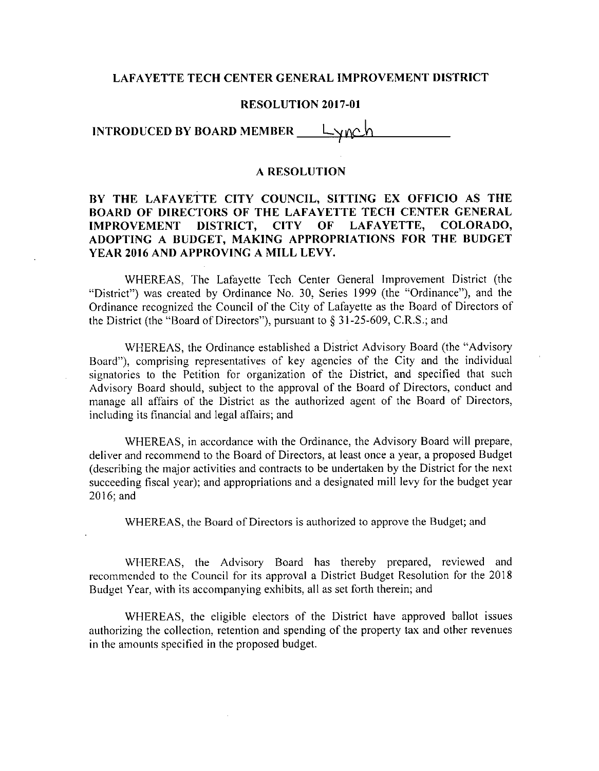# LAFAYETTE TECH CENTER GENERAL IMPROVEMENT DISTRICT

## RESOLUTION 2017-01

**INTRODUCED BY BOARD MEMBER** Lynch

## A RESOLUTION

**BY THE LAFAYETTE CITY COUNCIL, SITTING EX OFFICIO AS THE BOARD OF DIRECTORS OF THE LAFAYETTE TECH CENTER GENERAL IMPROVEMENT DISTRICT, CITY OF LAFAYETTE, COLORADO, ADOPTING A BUDGET, MAKING APPROPRIATIONS FOR THE BUDGET YEAR 2016 AND APPROVING A MILL LEVY.**

WHEREAS, The Lafayette Tech Center General Improvement District (the "District") was created by Ordinance No. 30, Series 1999 (the "Ordinance"), and the Ordinance recognized the Council of the City of Lafayette as the Board of Directors of the District (the "Board of Directors"), pursuant to § 31-25-609, C.R.S.; and

WHEREAS, the Ordinance established a District Advisory Board (the "Advisory Board"), comprising representatives of key agencies of the City and the individual signatories to the Petition for organization of the District, and specified that such Advisory Board should, subject to the approval of the Board of Directors, conduct and manage all affairs of the District as the authorized agent of the Board of Directors, including its financial and legal affairs; and

WHEREAS, in accordance with the Ordinance, the Advisory Board will prepare, deliver and recommend to the Board of Directors, at least once a year, a proposed Budget (describing the major activities and contracts to be undertaken by the District for the next succeeding fiscal year); and appropriations and a designated mill levy for the budget year 2016; and

WHEREAS, the Board of Directors is authorized to approve the Budget; and

WHEREAS, the Advisory Board has thereby prepared, reviewed and recommended to the Council for its approval a District Budget Resolution for the 2018 Budget Year, with its accompanying exhibits, all as set forth therein; and

WHEREAS, the eligible electors of the District have approved ballot issues authorizing the collection, retention and spending of the property tax and other revenues in the amounts specified in the proposed budget.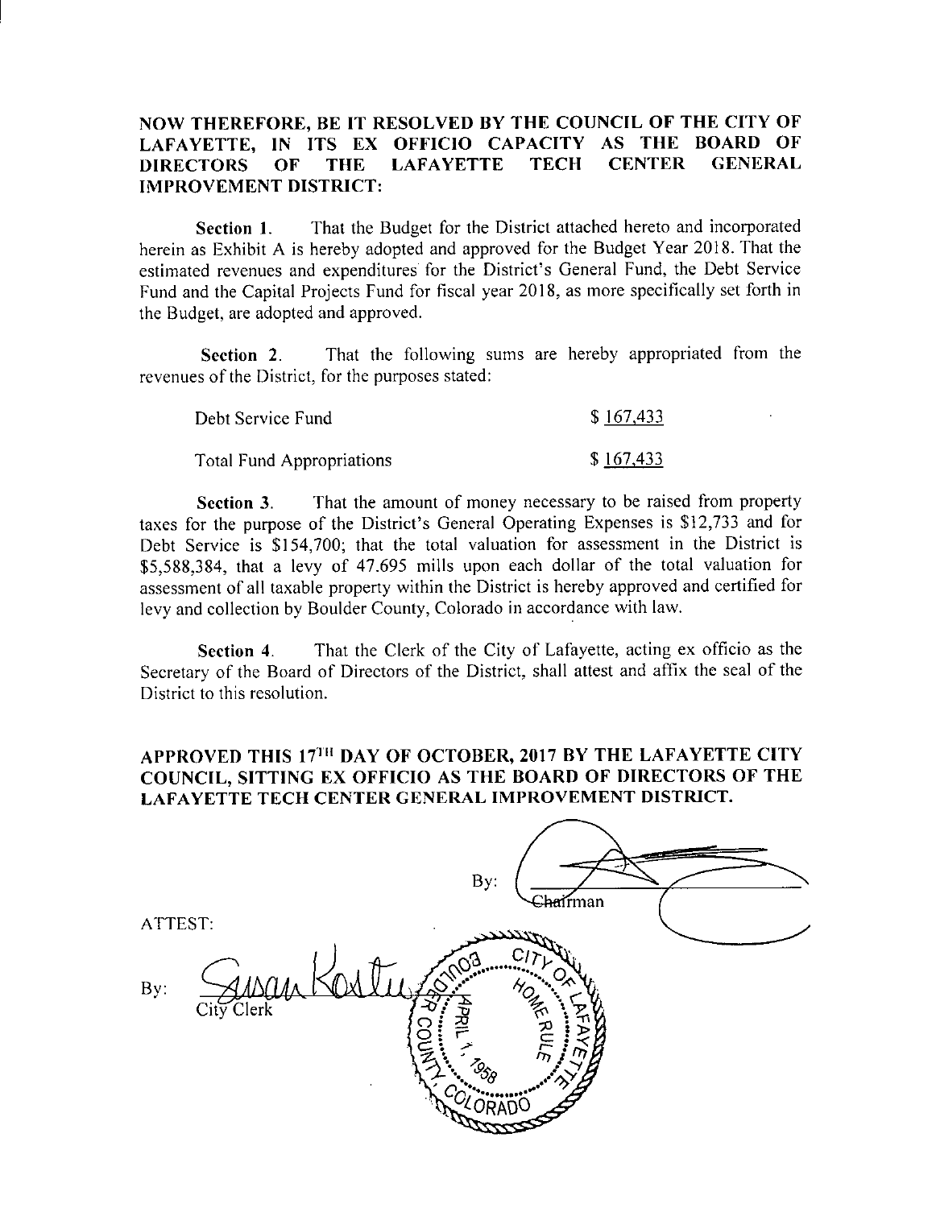**NOW THEREFORE, BE IT RESOLVED BY THE COUNCIL OF THE CITY OF LAFAYETTE, IN ITS EX OFFICIO CAPACITY AS THE BOARD OF DIRECTORS OF THE LAFAYETTE TECH CENTER GENERAL IMPROVEMENT DISTRICT:**

**Section 1.** That the Budget for the District attached hereto and incorporated herein as Exhibit A is hereby adopted and approved for the Budget Year 2018. That the estimated revenues and expenditures for the District's General Fund, the Debt Service Fund and the Capital Projects Fund for fiscal year 2018, as more specifically set forth in the Budget, are adopted and approved.

**Section 2.** That the following sums are hereby appropriated from the revenues of the District, for the purposes stated:

| | |
|---|---|
| Debt Service Fund | $ 167,433 |
| Total Fund Appropriations | $ 167,433 |

**Section 3.** That the amount of money necessary to be raised from property taxes for the purpose of the District's General Operating Expenses is $12,733 and for Debt Service is $154,700; that the total valuation for assessment in the District is $5,588,384, that a levy of 47.695 mills upon each dollar of the total valuation for assessment of all taxable property within the District is hereby approved and certified for levy and collection by Boulder County, Colorado in accordance with law.

**Section 4.** That the Clerk of the City of Lafayette, acting ex officio as the Secretary of the Board of Directors of the District, shall attest and affix the seal of the District to this resolution.

**APPROVED THIS 17TH DAY OF OCTOBER, 2017 BY THE LAFAYETTE CITY COUNCIL, SITTING EX OFFICIO AS THE BOARD OF DIRECTORS OF THE LAFAYETTE TECH CENTER GENERAL IMPROVEMENT DISTRICT.**

By: ______________________
Chairman

ATTEST:

By: Susan Koster
City Clerk

CITY OF LAFAYETTE HOME RULE APRIL 1, 1958 BOULDER COUNTY, COLORADO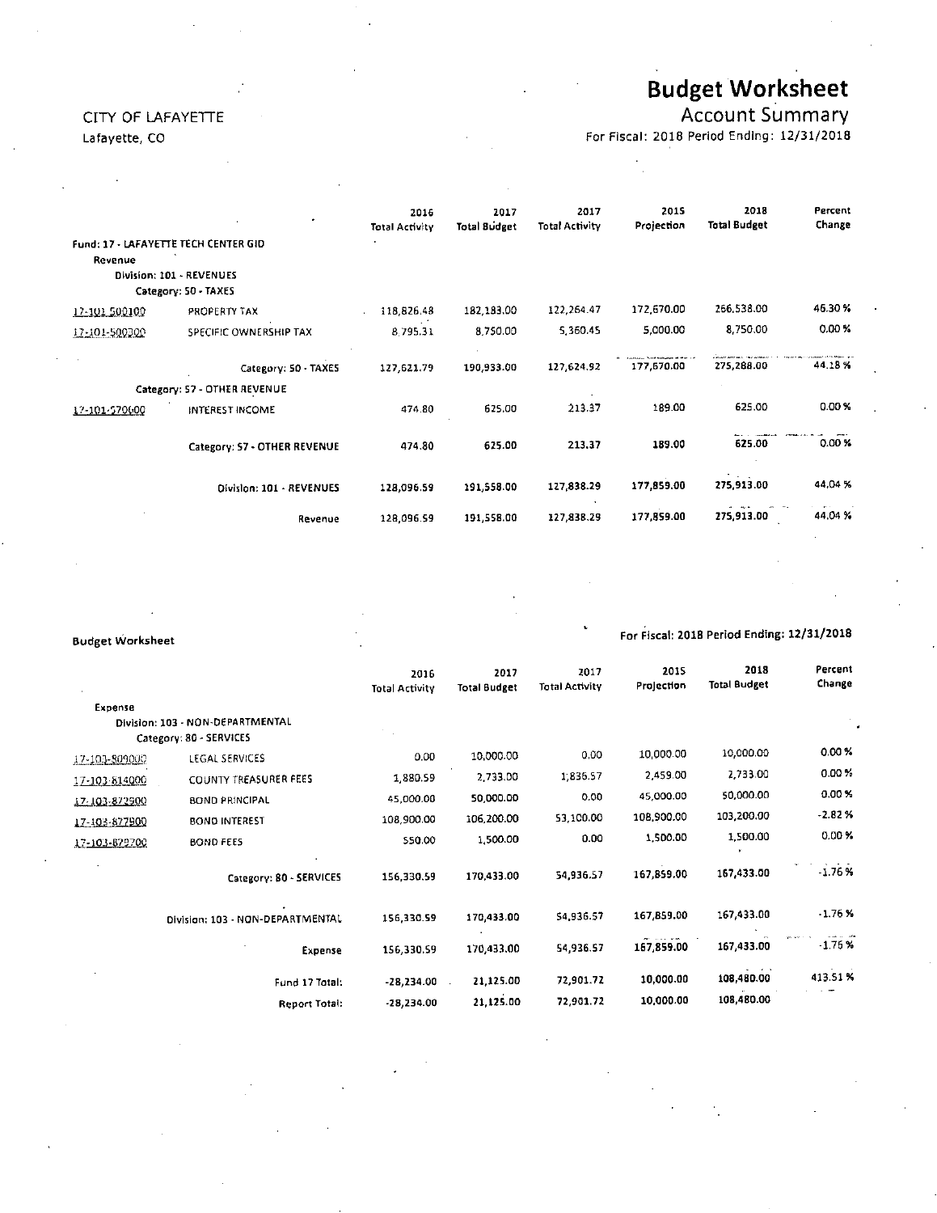# Budget Worksheet

## Account Summary

CITY OF LAFAYETTE
Lafayette, CO

For Fiscal: 2018 Period Ending: 12/31/2018

| | | 2016 Total Activity | 2017 Total Budget | 2017 Total Activity | 2015 Projection | 2018 Total Budget | Percent Change |
|---|---|---|---|---|---|---|---|
| **Fund: 17 - LAFAYETTE TECH CENTER GID** | | | | | | | |
| **Revenue** | | | | | | | |
| **Division: 101 - REVENUES** | | | | | | | |
| **Category: 50 - TAXES** | | | | | | | |
| 17-101-500100 | PROPERTY TAX | 118,826.48 | 182,183.00 | 122,264.47 | 172,670.00 | 266,538.00 | 46.30 % |
| 17-101-500200 | SPECIFIC OWNERSHIP TAX | 8,795.31 | 8,750.00 | 5,360.45 | 5,000.00 | 8,750.00 | 0.00 % |
| | Category: 50 - TAXES | 127,621.79 | 190,933.00 | 127,624.92 | 177,670.00 | 275,288.00 | 44.18 % |
| **Category: 57 - OTHER REVENUE** | | | | | | | |
| 17-101-570600 | INTEREST INCOME | 474.80 | 625.00 | 213.37 | 189.00 | 625.00 | 0.00 % |
| | Category: 57 - OTHER REVENUE | 474.80 | 625.00 | 213.37 | 189.00 | 625.00 | 0.00 % |
| | Division: 101 - REVENUES | 128,096.59 | 191,558.00 | 127,838.29 | 177,859.00 | 275,913.00 | 44.04 % |
| | Revenue | 128,096.59 | 191,558.00 | 127,838.29 | 177,859.00 | 275,913.00 | 44.04 % |

Budget Worksheet

For Fiscal: 2018 Period Ending: 12/31/2018

| | | 2016 Total Activity | 2017 Total Budget | 2017 Total Activity | 2015 Projection | 2018 Total Budget | Percent Change |
|---|---|---|---|---|---|---|---|
| **Expense** | | | | | | | |
| **Division: 103 - NON-DEPARTMENTAL** | | | | | | | |
| **Category: 80 - SERVICES** | | | | | | | |
| 17-103-809000 | LEGAL SERVICES | 0.00 | 10,000.00 | 0.00 | 10,000.00 | 10,000.00 | 0.00 % |
| 17-103-814000 | COUNTY TREASURER FEES | 1,880.59 | 2,733.00 | 1,836.57 | 2,459.00 | 2,733.00 | 0.00 % |
| 17-103-872900 | BOND PRINCIPAL | 45,000.00 | 50,000.00 | 0.00 | 45,000.00 | 50,000.00 | 0.00 % |
| 17-103-877900 | BOND INTEREST | 108,900.00 | 106,200.00 | 53,100.00 | 108,900.00 | 103,200.00 | -2.82 % |
| 17-103-879700 | BOND FEES | 550.00 | 1,500.00 | 0.00 | 1,500.00 | 1,500.00 | 0.00 % |
| | Category: 80 - SERVICES | 156,330.59 | 170,433.00 | 54,936.57 | 167,859.00 | 167,433.00 | -1.76 % |
| | Division: 103 - NON-DEPARTMENTAL | 156,330.59 | 170,433.00 | 54,936.57 | 167,859.00 | 167,433.00 | -1.76 % |
| | Expense | 156,330.59 | 170,433.00 | 54,936.57 | 167,859.00 | 167,433.00 | -1.76 % |
| | Fund 17 Total: | -28,234.00 | 21,125.00 | 72,901.72 | 10,000.00 | 108,480.00 | 413.51 % |
| | Report Total: | -28,234.00 | 21,125.00 | 72,901.72 | 10,000.00 | 108,480.00 | |